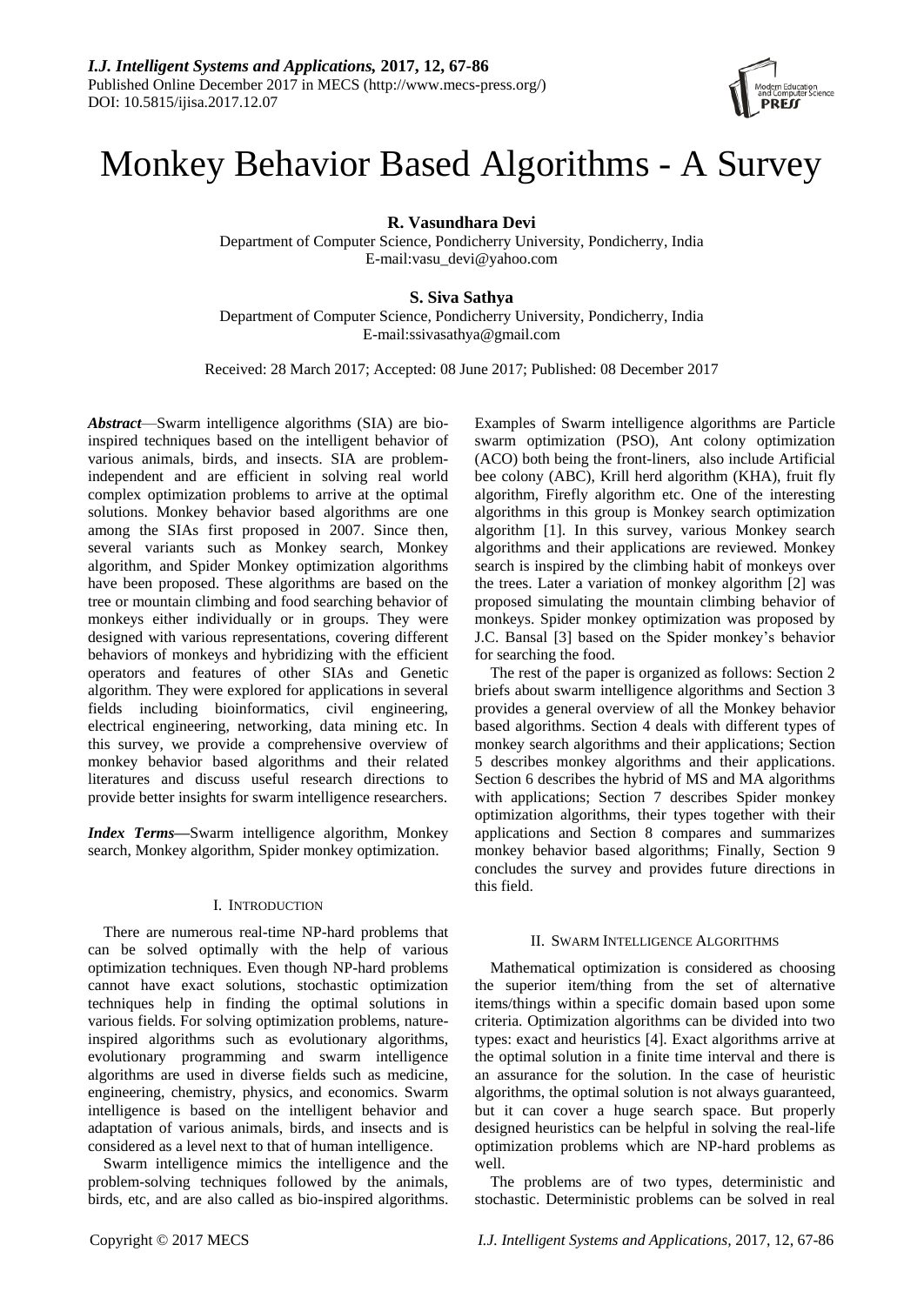# Monkey Behavior Based Algorithms - A Survey

**R. Vasundhara Devi**
Department of Computer Science, Pondicherry University, Pondicherry, India
E-mail:vasu_devi@yahoo.com

**S. Siva Sathya**
Department of Computer Science, Pondicherry University, Pondicherry, India
E-mail:ssivasathya@gmail.com

Received: 28 March 2017; Accepted: 08 June 2017; Published: 08 December 2017

***Abstract***—Swarm intelligence algorithms (SIA) are bio-inspired techniques based on the intelligent behavior of various animals, birds, and insects. SIA are problem-independent and are efficient in solving real world complex optimization problems to arrive at the optimal solutions. Monkey behavior based algorithms are one among the SIAs first proposed in 2007. Since then, several variants such as Monkey search, Monkey algorithm, and Spider Monkey optimization algorithms have been proposed. These algorithms are based on the tree or mountain climbing and food searching behavior of monkeys either individually or in groups. They were designed with various representations, covering different behaviors of monkeys and hybridizing with the efficient operators and features of other SIAs and Genetic algorithm. They were explored for applications in several fields including bioinformatics, civil engineering, electrical engineering, networking, data mining etc. In this survey, we provide a comprehensive overview of monkey behavior based algorithms and their related literatures and discuss useful research directions to provide better insights for swarm intelligence researchers.

***Index Terms***—Swarm intelligence algorithm, Monkey search, Monkey algorithm, Spider monkey optimization.

## I. Introduction

There are numerous real-time NP-hard problems that can be solved optimally with the help of various optimization techniques. Even though NP-hard problems cannot have exact solutions, stochastic optimization techniques help in finding the optimal solutions in various fields. For solving optimization problems, nature-inspired algorithms such as evolutionary algorithms, evolutionary programming and swarm intelligence algorithms are used in diverse fields such as medicine, engineering, chemistry, physics, and economics. Swarm intelligence is based on the intelligent behavior and adaptation of various animals, birds, and insects and is considered as a level next to that of human intelligence.

Swarm intelligence mimics the intelligence and the problem-solving techniques followed by the animals, birds, etc, and are also called as bio-inspired algorithms. Examples of Swarm intelligence algorithms are Particle swarm optimization (PSO), Ant colony optimization (ACO) both being the front-liners, also include Artificial bee colony (ABC), Krill herd algorithm (KHA), fruit fly algorithm, Firefly algorithm etc. One of the interesting algorithms in this group is Monkey search optimization algorithm [1]. In this survey, various Monkey search algorithms and their applications are reviewed. Monkey search is inspired by the climbing habit of monkeys over the trees. Later a variation of monkey algorithm [2] was proposed simulating the mountain climbing behavior of monkeys. Spider monkey optimization was proposed by J.C. Bansal [3] based on the Spider monkey's behavior for searching the food.

The rest of the paper is organized as follows: Section 2 briefs about swarm intelligence algorithms and Section 3 provides a general overview of all the Monkey behavior based algorithms. Section 4 deals with different types of monkey search algorithms and their applications; Section 5 describes monkey algorithms and their applications. Section 6 describes the hybrid of MS and MA algorithms with applications; Section 7 describes Spider monkey optimization algorithms, their types together with their applications and Section 8 compares and summarizes monkey behavior based algorithms; Finally, Section 9 concludes the survey and provides future directions in this field.

## II. Swarm Intelligence Algorithms

Mathematical optimization is considered as choosing the superior item/thing from the set of alternative items/things within a specific domain based upon some criteria. Optimization algorithms can be divided into two types: exact and heuristics [4]. Exact algorithms arrive at the optimal solution in a finite time interval and there is an assurance for the solution. In the case of heuristic algorithms, the optimal solution is not always guaranteed, but it can cover a huge search space. But properly designed heuristics can be helpful in solving the real-life optimization problems which are NP-hard problems as well.

The problems are of two types, deterministic and stochastic. Deterministic problems can be solved in real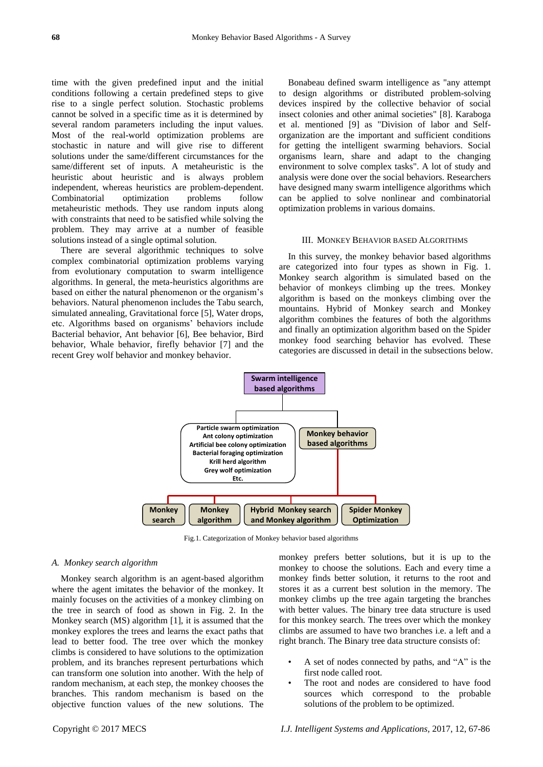time with the given predefined input and the initial conditions following a certain predefined steps to give rise to a single perfect solution. Stochastic problems cannot be solved in a specific time as it is determined by several random parameters including the input values. Most of the real-world optimization problems are stochastic in nature and will give rise to different solutions under the same/different circumstances for the same/different set of inputs. A metaheuristic is the heuristic about heuristic and is always problem independent, whereas heuristics are problem-dependent. Combinatorial optimization problems follow metaheuristic methods. They use random inputs along with constraints that need to be satisfied while solving the problem. They may arrive at a number of feasible solutions instead of a single optimal solution.

There are several algorithmic techniques to solve complex combinatorial optimization problems varying from evolutionary computation to swarm intelligence algorithms. In general, the meta-heuristics algorithms are based on either the natural phenomenon or the organism's behaviors. Natural phenomenon includes the Tabu search, simulated annealing, Gravitational force [5], Water drops, etc. Algorithms based on organisms' behaviors include Bacterial behavior, Ant behavior [6], Bee behavior, Bird behavior, Whale behavior, firefly behavior [7] and the recent Grey wolf behavior and monkey behavior.

Bonabeau defined swarm intelligence as "any attempt to design algorithms or distributed problem-solving devices inspired by the collective behavior of social insect colonies and other animal societies" [8]. Karaboga et al. mentioned [9] as "Division of labor and Self-organization are the important and sufficient conditions for getting the intelligent swarming behaviors. Social organisms learn, share and adapt to the changing environment to solve complex tasks". A lot of study and analysis were done over the social behaviors. Researchers have designed many swarm intelligence algorithms which can be applied to solve nonlinear and combinatorial optimization problems in various domains.

## III. Monkey Behavior based Algorithms

In this survey, the monkey behavior based algorithms are categorized into four types as shown in Fig. 1. Monkey search algorithm is simulated based on the behavior of monkeys climbing up the trees. Monkey algorithm is based on the monkeys climbing over the mountains. Hybrid of Monkey search and Monkey algorithm combines the features of both the algorithms and finally an optimization algorithm based on the Spider monkey food searching behavior has evolved. These categories are discussed in detail in the subsections below.

Fig.1. Categorization of Monkey behavior based algorithms

### A. Monkey search algorithm

Monkey search algorithm is an agent-based algorithm where the agent imitates the behavior of the monkey. It mainly focuses on the activities of a monkey climbing on the tree in search of food as shown in Fig. 2. In the Monkey search (MS) algorithm [1], it is assumed that the monkey explores the trees and learns the exact paths that lead to better food. The tree over which the monkey climbs is considered to have solutions to the optimization problem, and its branches represent perturbations which can transform one solution into another. With the help of random mechanism, at each step, the monkey chooses the branches. This random mechanism is based on the objective function values of the new solutions. The monkey prefers better solutions, but it is up to the monkey to choose the solutions. Each and every time a monkey finds better solution, it returns to the root and stores it as a current best solution in the memory. The monkey climbs up the tree again targeting the branches with better values. The binary tree data structure is used for this monkey search. The trees over which the monkey climbs are assumed to have two branches i.e. a left and a right branch. The Binary tree data structure consists of:

- A set of nodes connected by paths, and "A" is the first node called root.
- The root and nodes are considered to have food sources which correspond to the probable solutions of the problem to be optimized.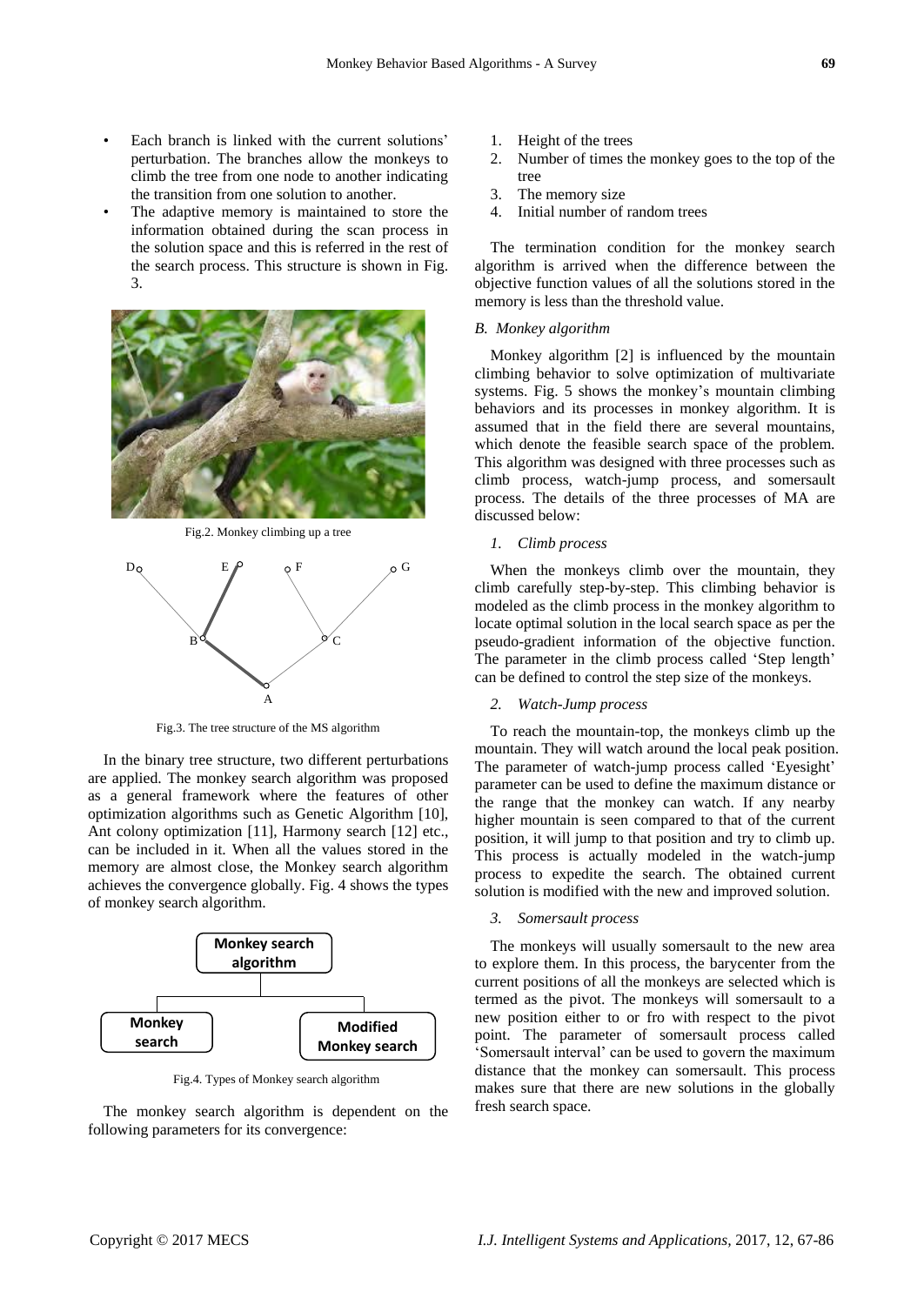- Each branch is linked with the current solutions' perturbation. The branches allow the monkeys to climb the tree from one node to another indicating the transition from one solution to another.
- The adaptive memory is maintained to store the information obtained during the scan process in the solution space and this is referred in the rest of the search process. This structure is shown in Fig. 3.

Fig.2. Monkey climbing up a tree

Fig.3. The tree structure of the MS algorithm

In the binary tree structure, two different perturbations are applied. The monkey search algorithm was proposed as a general framework where the features of other optimization algorithms such as Genetic Algorithm [10], Ant colony optimization [11], Harmony search [12] etc., can be included in it. When all the values stored in the memory are almost close, the Monkey search algorithm achieves the convergence globally. Fig. 4 shows the types of monkey search algorithm.

Fig.4. Types of Monkey search algorithm

The monkey search algorithm is dependent on the following parameters for its convergence:

1. Height of the trees
2. Number of times the monkey goes to the top of the tree
3. The memory size
4. Initial number of random trees

The termination condition for the monkey search algorithm is arrived when the difference between the objective function values of all the solutions stored in the memory is less than the threshold value.

### *B. Monkey algorithm*

Monkey algorithm [2] is influenced by the mountain climbing behavior to solve optimization of multivariate systems. Fig. 5 shows the monkey's mountain climbing behaviors and its processes in monkey algorithm. It is assumed that in the field there are several mountains, which denote the feasible search space of the problem. This algorithm was designed with three processes such as climb process, watch-jump process, and somersault process. The details of the three processes of MA are discussed below:

#### *1. Climb process*

When the monkeys climb over the mountain, they climb carefully step-by-step. This climbing behavior is modeled as the climb process in the monkey algorithm to locate optimal solution in the local search space as per the pseudo-gradient information of the objective function. The parameter in the climb process called 'Step length' can be defined to control the step size of the monkeys.

#### *2. Watch-Jump process*

To reach the mountain-top, the monkeys climb up the mountain. They will watch around the local peak position. The parameter of watch-jump process called 'Eyesight' parameter can be used to define the maximum distance or the range that the monkey can watch. If any nearby higher mountain is seen compared to that of the current position, it will jump to that position and try to climb up. This process is actually modeled in the watch-jump process to expedite the search. The obtained current solution is modified with the new and improved solution.

#### *3. Somersault process*

The monkeys will usually somersault to the new area to explore them. In this process, the barycenter from the current positions of all the monkeys are selected which is termed as the pivot. The monkeys will somersault to a new position either to or fro with respect to the pivot point. The parameter of somersault process called 'Somersault interval' can be used to govern the maximum distance that the monkey can somersault. This process makes sure that there are new solutions in the globally fresh search space.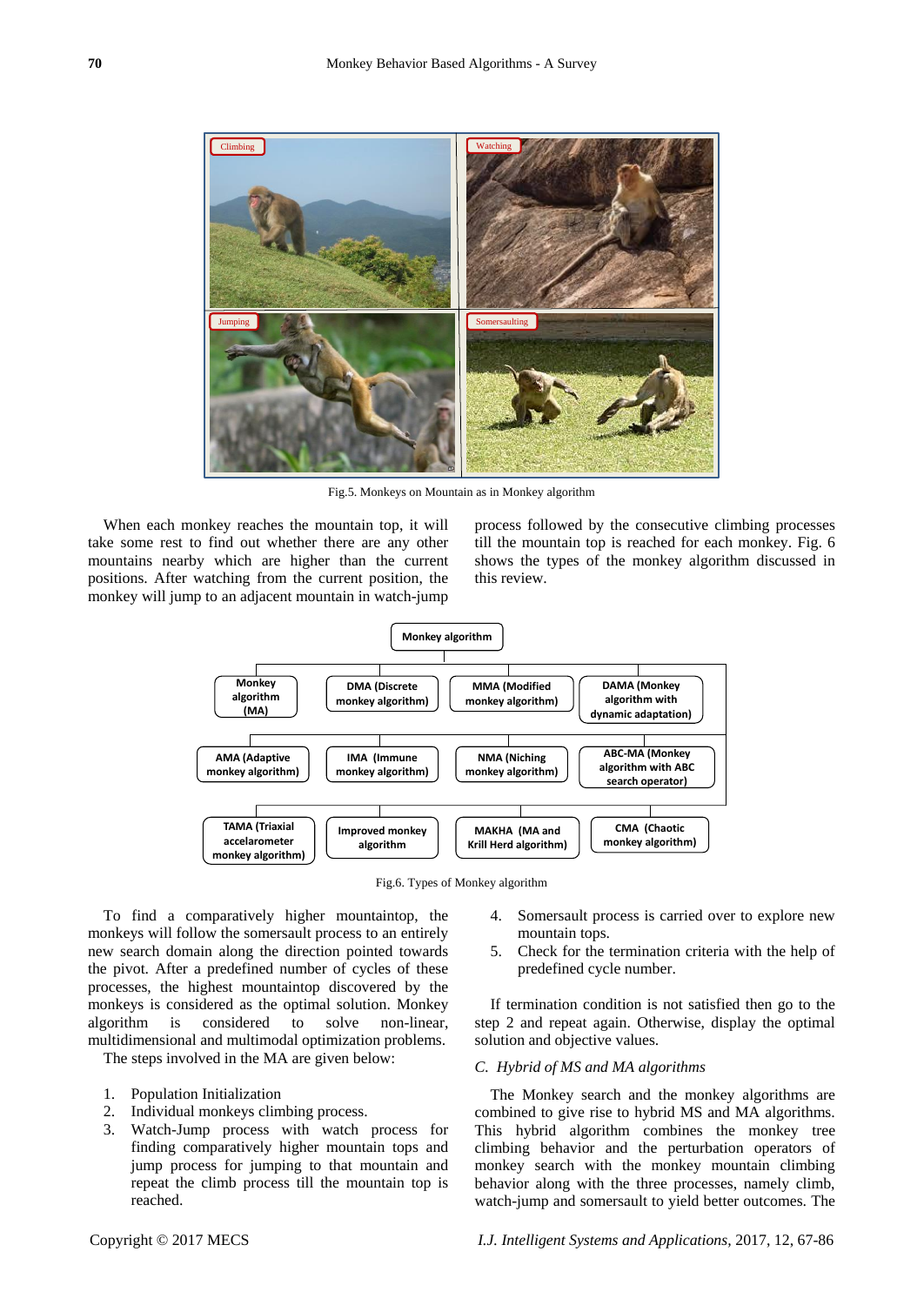Fig.5. Monkeys on Mountain as in Monkey algorithm

When each monkey reaches the mountain top, it will take some rest to find out whether there are any other mountains nearby which are higher than the current positions. After watching from the current position, the monkey will jump to an adjacent mountain in watch-jump process followed by the consecutive climbing processes till the mountain top is reached for each monkey. Fig. 6 shows the types of the monkey algorithm discussed in this review.

Fig.6. Types of Monkey algorithm

To find a comparatively higher mountaintop, the monkeys will follow the somersault process to an entirely new search domain along the direction pointed towards the pivot. After a predefined number of cycles of these processes, the highest mountaintop discovered by the monkeys is considered as the optimal solution. Monkey algorithm is considered to solve non-linear, multidimensional and multimodal optimization problems.

The steps involved in the MA are given below:

1. Population Initialization
2. Individual monkeys climbing process.
3. Watch-Jump process with watch process for finding comparatively higher mountain tops and jump process for jumping to that mountain and repeat the climb process till the mountain top is reached.
4. Somersault process is carried over to explore new mountain tops.
5. Check for the termination criteria with the help of predefined cycle number.

If termination condition is not satisfied then go to the step 2 and repeat again. Otherwise, display the optimal solution and objective values.

### *C. Hybrid of MS and MA algorithms*

The Monkey search and the monkey algorithms are combined to give rise to hybrid MS and MA algorithms. This hybrid algorithm combines the monkey tree climbing behavior and the perturbation operators of monkey search with the monkey mountain climbing behavior along with the three processes, namely climb, watch-jump and somersault to yield better outcomes. The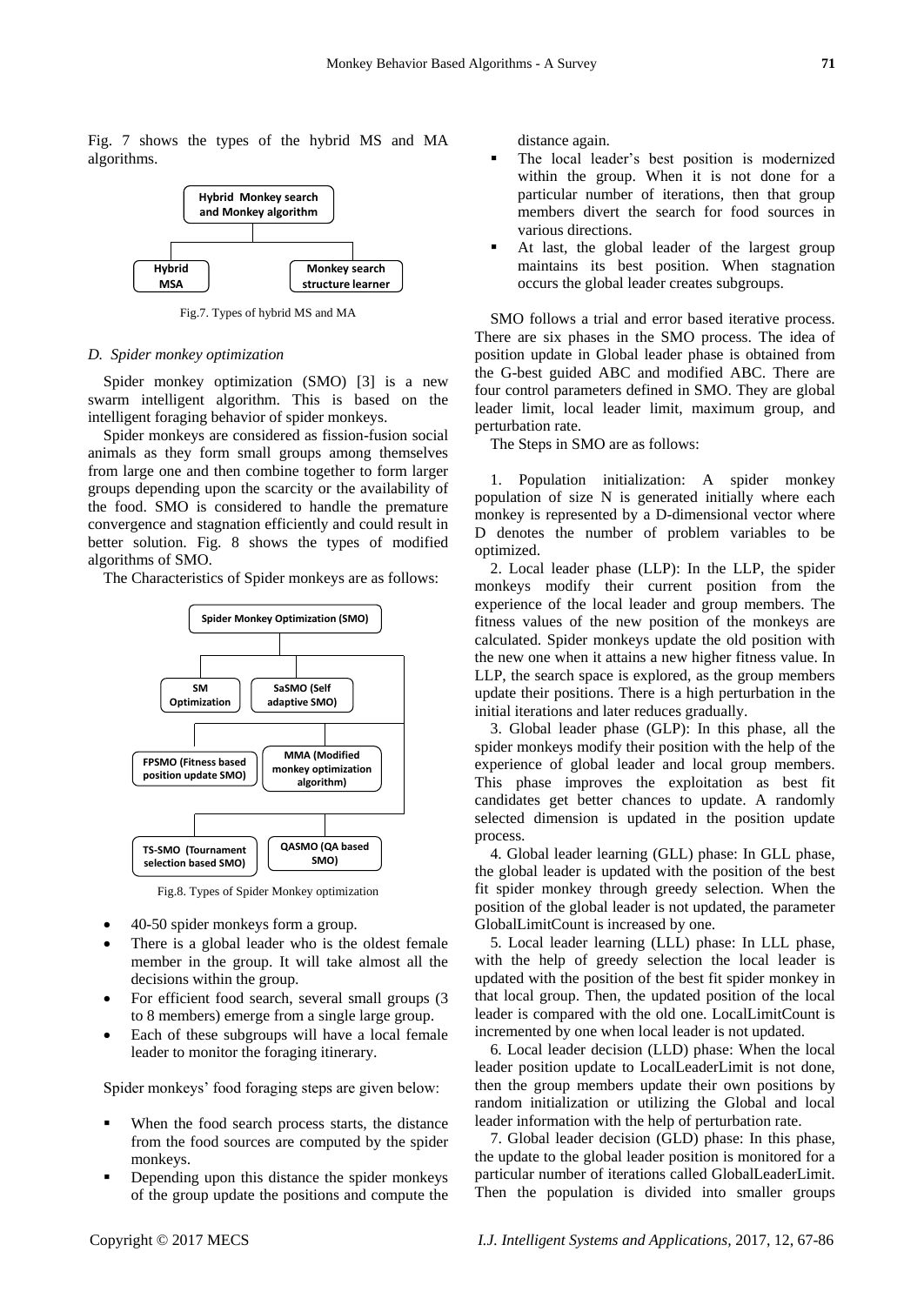Fig. 7 shows the types of the hybrid MS and MA algorithms.

Hybrid Monkey search and Monkey algorithm

- Hybrid MSA
- Monkey search structure learner

Fig.7. Types of hybrid MS and MA

### D. Spider monkey optimization

Spider monkey optimization (SMO) [3] is a new swarm intelligent algorithm. This is based on the intelligent foraging behavior of spider monkeys.

Spider monkeys are considered as fission-fusion social animals as they form small groups among themselves from large one and then combine together to form larger groups depending upon the scarcity or the availability of the food. SMO is considered to handle the premature convergence and stagnation efficiently and could result in better solution. Fig. 8 shows the types of modified algorithms of SMO.

The Characteristics of Spider monkeys are as follows:

Spider Monkey Optimization (SMO)

- SM Optimization
- SaSMO (Self adaptive SMO)
- FPSMO (Fitness based position update SMO)
- MMA (Modified monkey optimization algorithm)
- TS-SMO (Tournament selection based SMO)
- QASMO (QA based SMO)

Fig.8. Types of Spider Monkey optimization

- 40-50 spider monkeys form a group.
- There is a global leader who is the oldest female member in the group. It will take almost all the decisions within the group.
- For efficient food search, several small groups (3 to 8 members) emerge from a single large group.
- Each of these subgroups will have a local female leader to monitor the foraging itinerary.

Spider monkeys' food foraging steps are given below:

- When the food search process starts, the distance from the food sources are computed by the spider monkeys.
- Depending upon this distance the spider monkeys of the group update the positions and compute the distance again.
- The local leader's best position is modernized within the group. When it is not done for a particular number of iterations, then that group members divert the search for food sources in various directions.
- At last, the global leader of the largest group maintains its best position. When stagnation occurs the global leader creates subgroups.

SMO follows a trial and error based iterative process. There are six phases in the SMO process. The idea of position update in Global leader phase is obtained from the G-best guided ABC and modified ABC. There are four control parameters defined in SMO. They are global leader limit, local leader limit, maximum group, and perturbation rate.

The Steps in SMO are as follows:

1. Population initialization: A spider monkey population of size N is generated initially where each monkey is represented by a D-dimensional vector where D denotes the number of problem variables to be optimized.

2. Local leader phase (LLP): In the LLP, the spider monkeys modify their current position from the experience of the local leader and group members. The fitness values of the new position of the monkeys are calculated. Spider monkeys update the old position with the new one when it attains a new higher fitness value. In LLP, the search space is explored, as the group members update their positions. There is a high perturbation in the initial iterations and later reduces gradually.

3. Global leader phase (GLP): In this phase, all the spider monkeys modify their position with the help of the experience of global leader and local group members. This phase improves the exploitation as best fit candidates get better chances to update. A randomly selected dimension is updated in the position update process.

4. Global leader learning (GLL) phase: In GLL phase, the global leader is updated with the position of the best fit spider monkey through greedy selection. When the position of the global leader is not updated, the parameter GlobalLimitCount is increased by one.

5. Local leader learning (LLL) phase: In LLL phase, with the help of greedy selection the local leader is updated with the position of the best fit spider monkey in that local group. Then, the updated position of the local leader is compared with the old one. LocalLimitCount is incremented by one when local leader is not updated.

6. Local leader decision (LLD) phase: When the local leader position update to LocalLeaderLimit is not done, then the group members update their own positions by random initialization or utilizing the Global and local leader information with the help of perturbation rate.

7. Global leader decision (GLD) phase: In this phase, the update to the global leader position is monitored for a particular number of iterations called GlobalLeaderLimit. Then the population is divided into smaller groups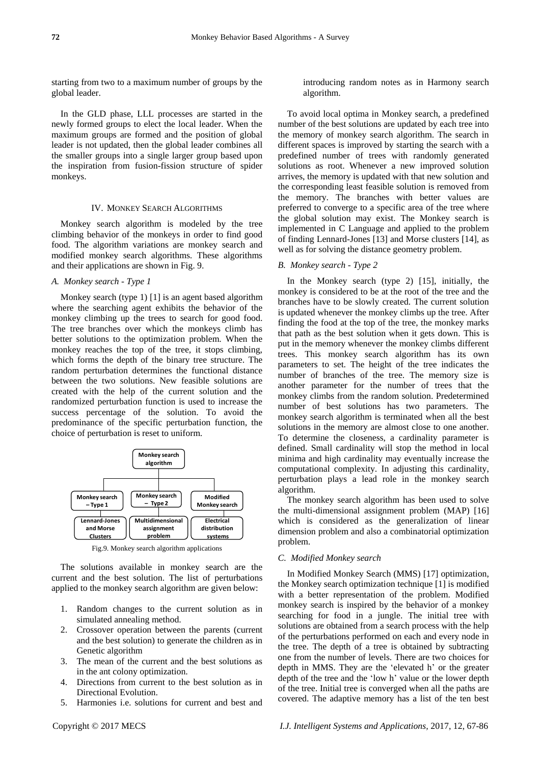starting from two to a maximum number of groups by the global leader.

In the GLD phase, LLL processes are started in the newly formed groups to elect the local leader. When the maximum groups are formed and the position of global leader is not updated, then the global leader combines all the smaller groups into a single larger group based upon the inspiration from fusion-fission structure of spider monkeys.

## IV. Monkey Search Algorithms

Monkey search algorithm is modeled by the tree climbing behavior of the monkeys in order to find good food. The algorithm variations are monkey search and modified monkey search algorithms. These algorithms and their applications are shown in Fig. 9.

### *A. Monkey search - Type 1*

Monkey search (type 1) [1] is an agent based algorithm where the searching agent exhibits the behavior of the monkey climbing up the trees to search for good food. The tree branches over which the monkeys climb has better solutions to the optimization problem. When the monkey reaches the top of the tree, it stops climbing, which forms the depth of the binary tree structure. The random perturbation determines the functional distance between the two solutions. New feasible solutions are created with the help of the current solution and the randomized perturbation function is used to increase the success percentage of the solution. To avoid the predominance of the specific perturbation function, the choice of perturbation is reset to uniform.

Monkey search algorithm
- Monkey search – Type 1 → Lennard-Jones and Morse Clusters
- Monkey search – Type 2 → Multidimensional assignment problem
- Modified Monkey search → Electrical distribution systems

Fig.9. Monkey search algorithm applications

The solutions available in monkey search are the current and the best solution. The list of perturbations applied to the monkey search algorithm are given below:

1. Random changes to the current solution as in simulated annealing method.
2. Crossover operation between the parents (current and the best solution) to generate the children as in Genetic algorithm
3. The mean of the current and the best solutions as in the ant colony optimization.
4. Directions from current to the best solution as in Directional Evolution.
5. Harmonies i.e. solutions for current and best and introducing random notes as in Harmony search algorithm.

To avoid local optima in Monkey search, a predefined number of the best solutions are updated by each tree into the memory of monkey search algorithm. The search in different spaces is improved by starting the search with a predefined number of trees with randomly generated solutions as root. Whenever a new improved solution arrives, the memory is updated with that new solution and the corresponding least feasible solution is removed from the memory. The branches with better values are preferred to converge to a specific area of the tree where the global solution may exist. The Monkey search is implemented in C Language and applied to the problem of finding Lennard-Jones [13] and Morse clusters [14], as well as for solving the distance geometry problem.

### *B. Monkey search - Type 2*

In the Monkey search (type 2) [15], initially, the monkey is considered to be at the root of the tree and the branches have to be slowly created. The current solution is updated whenever the monkey climbs up the tree. After finding the food at the top of the tree, the monkey marks that path as the best solution when it gets down. This is put in the memory whenever the monkey climbs different trees. This monkey search algorithm has its own parameters to set. The height of the tree indicates the number of branches of the tree. The memory size is another parameter for the number of trees that the monkey climbs from the random solution. Predetermined number of best solutions has two parameters. The monkey search algorithm is terminated when all the best solutions in the memory are almost close to one another. To determine the closeness, a cardinality parameter is defined. Small cardinality will stop the method in local minima and high cardinality may eventually increase the computational complexity. In adjusting this cardinality, perturbation plays a lead role in the monkey search algorithm.

The monkey search algorithm has been used to solve the multi-dimensional assignment problem (MAP) [16] which is considered as the generalization of linear dimension problem and also a combinatorial optimization problem.

### *C. Modified Monkey search*

In Modified Monkey Search (MMS) [17] optimization, the Monkey search optimization technique [1] is modified with a better representation of the problem. Modified monkey search is inspired by the behavior of a monkey searching for food in a jungle. The initial tree with solutions are obtained from a search process with the help of the perturbations performed on each and every node in the tree. The depth of a tree is obtained by subtracting one from the number of levels. There are two choices for depth in MMS. They are the 'elevated h' or the greater depth of the tree and the 'low h' value or the lower depth of the tree. Initial tree is converged when all the paths are covered. The adaptive memory has a list of the ten best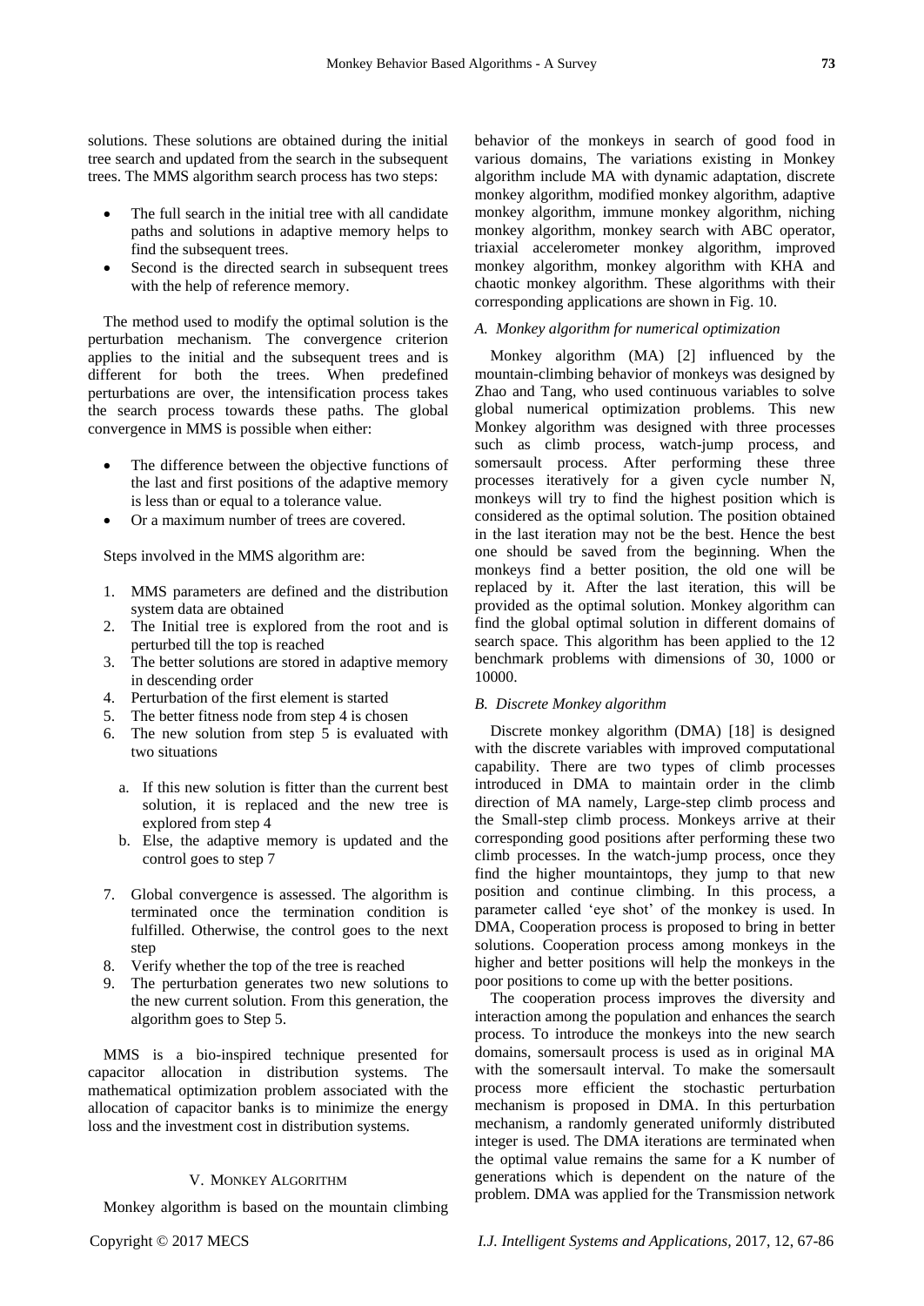solutions. These solutions are obtained during the initial tree search and updated from the search in the subsequent trees. The MMS algorithm search process has two steps:

- The full search in the initial tree with all candidate paths and solutions in adaptive memory helps to find the subsequent trees.
- Second is the directed search in subsequent trees with the help of reference memory.

The method used to modify the optimal solution is the perturbation mechanism. The convergence criterion applies to the initial and the subsequent trees and is different for both the trees. When predefined perturbations are over, the intensification process takes the search process towards these paths. The global convergence in MMS is possible when either:

- The difference between the objective functions of the last and first positions of the adaptive memory is less than or equal to a tolerance value.
- Or a maximum number of trees are covered.

Steps involved in the MMS algorithm are:

1. MMS parameters are defined and the distribution system data are obtained
2. The Initial tree is explored from the root and is perturbed till the top is reached
3. The better solutions are stored in adaptive memory in descending order
4. Perturbation of the first element is started
5. The better fitness node from step 4 is chosen
6. The new solution from step 5 is evaluated with two situations
   a. If this new solution is fitter than the current best solution, it is replaced and the new tree is explored from step 4
   b. Else, the adaptive memory is updated and the control goes to step 7
7. Global convergence is assessed. The algorithm is terminated once the termination condition is fulfilled. Otherwise, the control goes to the next step
8. Verify whether the top of the tree is reached
9. The perturbation generates two new solutions to the new current solution. From this generation, the algorithm goes to Step 5.

MMS is a bio-inspired technique presented for capacitor allocation in distribution systems. The mathematical optimization problem associated with the allocation of capacitor banks is to minimize the energy loss and the investment cost in distribution systems.

## V. Monkey Algorithm

Monkey algorithm is based on the mountain climbing behavior of the monkeys in search of good food in various domains, The variations existing in Monkey algorithm include MA with dynamic adaptation, discrete monkey algorithm, modified monkey algorithm, adaptive monkey algorithm, immune monkey algorithm, niching monkey algorithm, monkey search with ABC operator, triaxial accelerometer monkey algorithm, improved monkey algorithm, monkey algorithm with KHA and chaotic monkey algorithm. These algorithms with their corresponding applications are shown in Fig. 10.

### *A. Monkey algorithm for numerical optimization*

Monkey algorithm (MA) [2] influenced by the mountain-climbing behavior of monkeys was designed by Zhao and Tang, who used continuous variables to solve global numerical optimization problems. This new Monkey algorithm was designed with three processes such as climb process, watch-jump process, and somersault process. After performing these three processes iteratively for a given cycle number N, monkeys will try to find the highest position which is considered as the optimal solution. The position obtained in the last iteration may not be the best. Hence the best one should be saved from the beginning. When the monkeys find a better position, the old one will be replaced by it. After the last iteration, this will be provided as the optimal solution. Monkey algorithm can find the global optimal solution in different domains of search space. This algorithm has been applied to the 12 benchmark problems with dimensions of 30, 1000 or 10000.

### *B. Discrete Monkey algorithm*

Discrete monkey algorithm (DMA) [18] is designed with the discrete variables with improved computational capability. There are two types of climb processes introduced in DMA to maintain order in the climb direction of MA namely, Large-step climb process and the Small-step climb process. Monkeys arrive at their corresponding good positions after performing these two climb processes. In the watch-jump process, once they find the higher mountaintops, they jump to that new position and continue climbing. In this process, a parameter called 'eye shot' of the monkey is used. In DMA, Cooperation process is proposed to bring in better solutions. Cooperation process among monkeys in the higher and better positions will help the monkeys in the poor positions to come up with the better positions.

The cooperation process improves the diversity and interaction among the population and enhances the search process. To introduce the monkeys into the new search domains, somersault process is used as in original MA with the somersault interval. To make the somersault process more efficient the stochastic perturbation mechanism is proposed in DMA. In this perturbation mechanism, a randomly generated uniformly distributed integer is used. The DMA iterations are terminated when the optimal value remains the same for a K number of generations which is dependent on the nature of the problem. DMA was applied for the Transmission network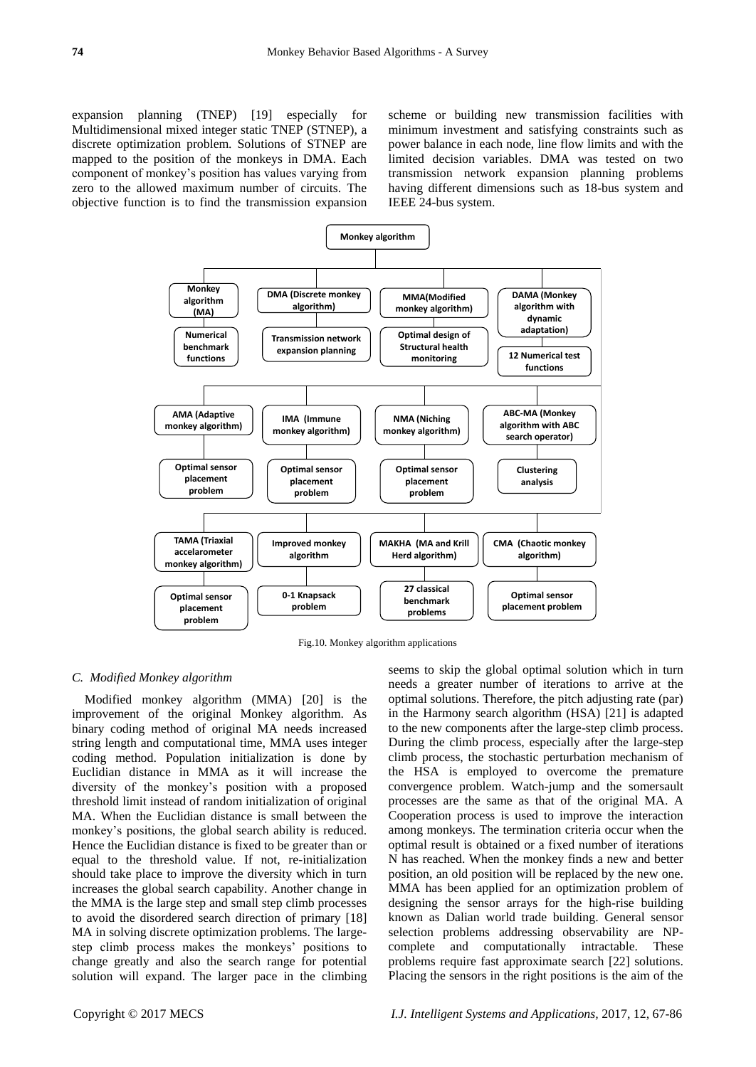expansion planning (TNEP) [19] especially for Multidimensional mixed integer static TNEP (STNEP), a discrete optimization problem. Solutions of STNEP are mapped to the position of the monkeys in DMA. Each component of monkey's position has values varying from zero to the allowed maximum number of circuits. The objective function is to find the transmission expansion scheme or building new transmission facilities with minimum investment and satisfying constraints such as power balance in each node, line flow limits and with the limited decision variables. DMA was tested on two transmission network expansion planning problems having different dimensions such as 18-bus system and IEEE 24-bus system.

**Monkey algorithm**

- **Monkey algorithm (MA)** → Numerical benchmark functions
- **DMA (Discrete monkey algorithm)** → Transmission network expansion planning
- **MMA(Modified monkey algorithm)** → Optimal design of Structural health monitoring
- **DAMA (Monkey algorithm with dynamic adaptation)** → 12 Numerical test functions
- **AMA (Adaptive monkey algorithm)** → Optimal sensor placement problem
- **IMA (Immune monkey algorithm)** → Optimal sensor placement problem
- **NMA (Niching monkey algorithm)** → Optimal sensor placement problem
- **ABC-MA (Monkey algorithm with ABC search operator)** → Clustering analysis
- **TAMA (Triaxial accelarometer monkey algorithm)** → Optimal sensor placement problem
- **Improved monkey algorithm** → 0-1 Knapsack problem
- **MAKHA (MA and Krill Herd algorithm)** → 27 classical benchmark problems
- **CMA (Chaotic monkey algorithm)** → Optimal sensor placement problem

Fig.10. Monkey algorithm applications

### C. Modified Monkey algorithm

Modified monkey algorithm (MMA) [20] is the improvement of the original Monkey algorithm. As binary coding method of original MA needs increased string length and computational time, MMA uses integer coding method. Population initialization is done by Euclidian distance in MMA as it will increase the diversity of the monkey's position with a proposed threshold limit instead of random initialization of original MA. When the Euclidian distance is small between the monkey's positions, the global search ability is reduced. Hence the Euclidian distance is fixed to be greater than or equal to the threshold value. If not, re-initialization should take place to improve the diversity which in turn increases the global search capability. Another change in the MMA is the large step and small step climb processes to avoid the disordered search direction of primary [18] MA in solving discrete optimization problems. The large-step climb process makes the monkeys' positions to change greatly and also the search range for potential solution will expand. The larger pace in the climbing seems to skip the global optimal solution which in turn needs a greater number of iterations to arrive at the optimal solutions. Therefore, the pitch adjusting rate (par) in the Harmony search algorithm (HSA) [21] is adapted to the new components after the large-step climb process. During the climb process, especially after the large-step climb process, the stochastic perturbation mechanism of the HSA is employed to overcome the premature convergence problem. Watch-jump and the somersault processes are the same as that of the original MA. A Cooperation process is used to improve the interaction among monkeys. The termination criteria occur when the optimal result is obtained or a fixed number of iterations N has reached. When the monkey finds a new and better position, an old position will be replaced by the new one. MMA has been applied for an optimization problem of designing the sensor arrays for the high-rise building known as Dalian world trade building. General sensor selection problems addressing observability are NP-complete and computationally intractable. These problems require fast approximate search [22] solutions. Placing the sensors in the right positions is the aim of the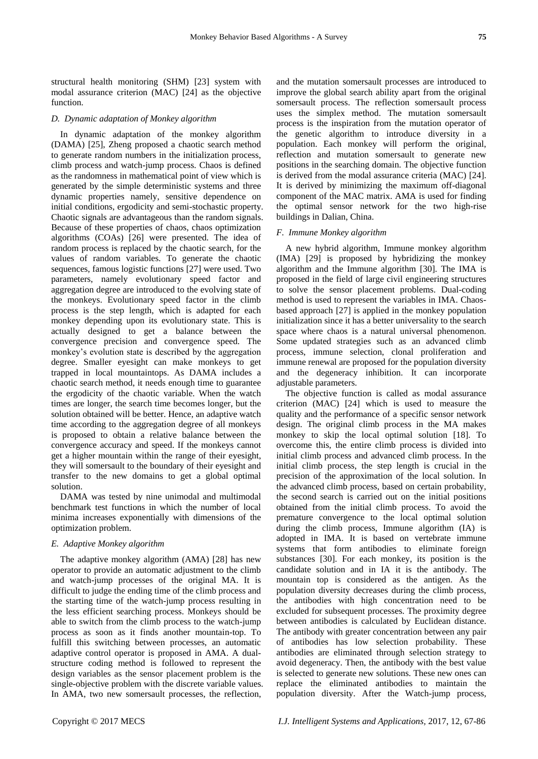structural health monitoring (SHM) [23] system with modal assurance criterion (MAC) [24] as the objective function.

### *D. Dynamic adaptation of Monkey algorithm*

In dynamic adaptation of the monkey algorithm (DAMA) [25], Zheng proposed a chaotic search method to generate random numbers in the initialization process, climb process and watch-jump process. Chaos is defined as the randomness in mathematical point of view which is generated by the simple deterministic systems and three dynamic properties namely, sensitive dependence on initial conditions, ergodicity and semi-stochastic property. Chaotic signals are advantageous than the random signals. Because of these properties of chaos, chaos optimization algorithms (COAs) [26] were presented. The idea of random process is replaced by the chaotic search, for the values of random variables. To generate the chaotic sequences, famous logistic functions [27] were used. Two parameters, namely evolutionary speed factor and aggregation degree are introduced to the evolving state of the monkeys. Evolutionary speed factor in the climb process is the step length, which is adapted for each monkey depending upon its evolutionary state. This is actually designed to get a balance between the convergence precision and convergence speed. The monkey's evolution state is described by the aggregation degree. Smaller eyesight can make monkeys to get trapped in local mountaintops. As DAMA includes a chaotic search method, it needs enough time to guarantee the ergodicity of the chaotic variable. When the watch times are longer, the search time becomes longer, but the solution obtained will be better. Hence, an adaptive watch time according to the aggregation degree of all monkeys is proposed to obtain a relative balance between the convergence accuracy and speed. If the monkeys cannot get a higher mountain within the range of their eyesight, they will somersault to the boundary of their eyesight and transfer to the new domains to get a global optimal solution.

DAMA was tested by nine unimodal and multimodal benchmark test functions in which the number of local minima increases exponentially with dimensions of the optimization problem.

### *E. Adaptive Monkey algorithm*

The adaptive monkey algorithm (AMA) [28] has new operator to provide an automatic adjustment to the climb and watch-jump processes of the original MA. It is difficult to judge the ending time of the climb process and the starting time of the watch-jump process resulting in the less efficient searching process. Monkeys should be able to switch from the climb process to the watch-jump process as soon as it finds another mountain-top. To fulfill this switching between processes, an automatic adaptive control operator is proposed in AMA. A dual-structure coding method is followed to represent the design variables as the sensor placement problem is the single-objective problem with the discrete variable values. In AMA, two new somersault processes, the reflection, and the mutation somersault processes are introduced to improve the global search ability apart from the original somersault process. The reflection somersault process uses the simplex method. The mutation somersault process is the inspiration from the mutation operator of the genetic algorithm to introduce diversity in a population. Each monkey will perform the original, reflection and mutation somersault to generate new positions in the searching domain. The objective function is derived from the modal assurance criteria (MAC) [24]. It is derived by minimizing the maximum off-diagonal component of the MAC matrix. AMA is used for finding the optimal sensor network for the two high-rise buildings in Dalian, China.

### *F. Immune Monkey algorithm*

A new hybrid algorithm, Immune monkey algorithm (IMA) [29] is proposed by hybridizing the monkey algorithm and the Immune algorithm [30]. The IMA is proposed in the field of large civil engineering structures to solve the sensor placement problems. Dual-coding method is used to represent the variables in IMA. Chaos-based approach [27] is applied in the monkey population initialization since it has a better universality to the search space where chaos is a natural universal phenomenon. Some updated strategies such as an advanced climb process, immune selection, clonal proliferation and immune renewal are proposed for the population diversity and the degeneracy inhibition. It can incorporate adjustable parameters.

The objective function is called as modal assurance criterion (MAC) [24] which is used to measure the quality and the performance of a specific sensor network design. The original climb process in the MA makes monkey to skip the local optimal solution [18]. To overcome this, the entire climb process is divided into initial climb process and advanced climb process. In the initial climb process, the step length is crucial in the precision of the approximation of the local solution. In the advanced climb process, based on certain probability, the second search is carried out on the initial positions obtained from the initial climb process. To avoid the premature convergence to the local optimal solution during the climb process, Immune algorithm (IA) is adopted in IMA. It is based on vertebrate immune systems that form antibodies to eliminate foreign substances [30]. For each monkey, its position is the candidate solution and in IA it is the antibody. The mountain top is considered as the antigen. As the population diversity decreases during the climb process, the antibodies with high concentration need to be excluded for subsequent processes. The proximity degree between antibodies is calculated by Euclidean distance. The antibody with greater concentration between any pair of antibodies has low selection probability. These antibodies are eliminated through selection strategy to avoid degeneracy. Then, the antibody with the best value is selected to generate new solutions. These new ones can replace the eliminated antibodies to maintain the population diversity. After the Watch-jump process,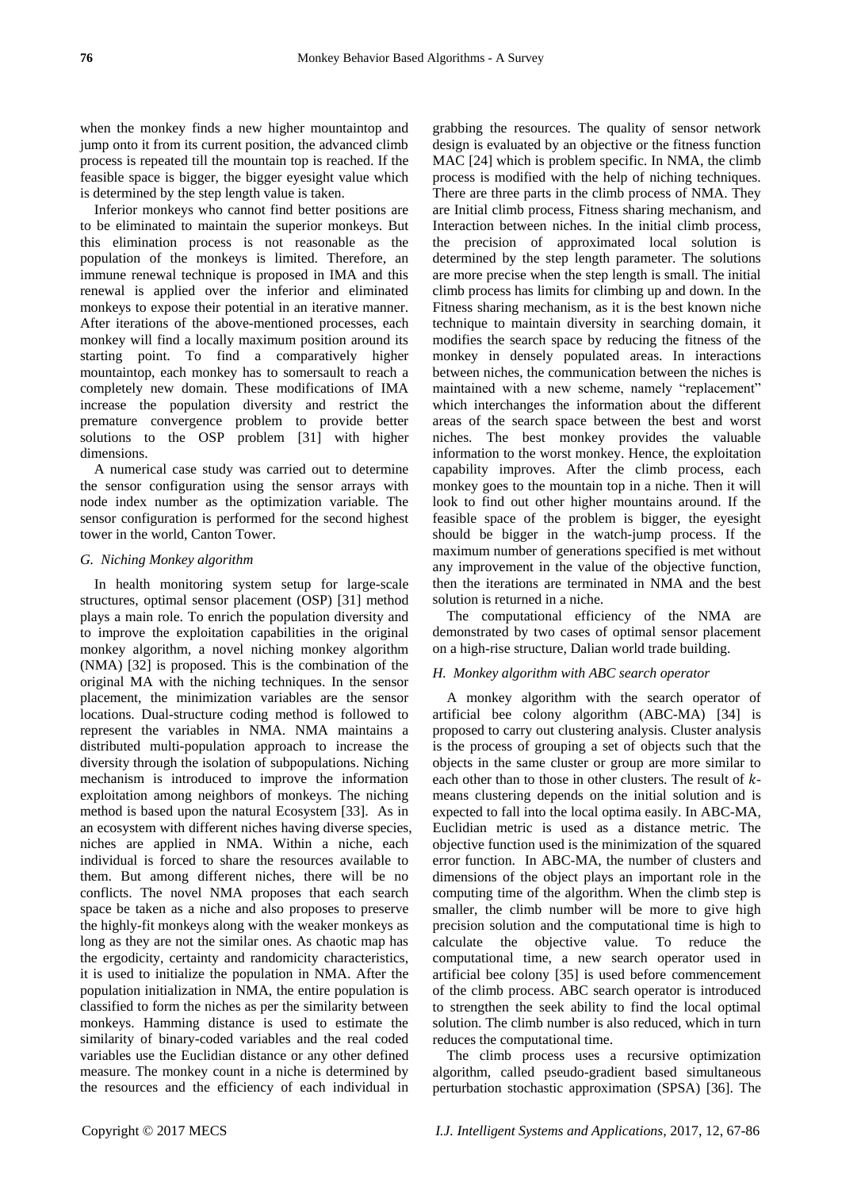when the monkey finds a new higher mountaintop and jump onto it from its current position, the advanced climb process is repeated till the mountain top is reached. If the feasible space is bigger, the bigger eyesight value which is determined by the step length value is taken.

Inferior monkeys who cannot find better positions are to be eliminated to maintain the superior monkeys. But this elimination process is not reasonable as the population of the monkeys is limited. Therefore, an immune renewal technique is proposed in IMA and this renewal is applied over the inferior and eliminated monkeys to expose their potential in an iterative manner. After iterations of the above-mentioned processes, each monkey will find a locally maximum position around its starting point. To find a comparatively higher mountaintop, each monkey has to somersault to reach a completely new domain. These modifications of IMA increase the population diversity and restrict the premature convergence problem to provide better solutions to the OSP problem [31] with higher dimensions.

A numerical case study was carried out to determine the sensor configuration using the sensor arrays with node index number as the optimization variable. The sensor configuration is performed for the second highest tower in the world, Canton Tower.

### *G. Niching Monkey algorithm*

In health monitoring system setup for large-scale structures, optimal sensor placement (OSP) [31] method plays a main role. To enrich the population diversity and to improve the exploitation capabilities in the original monkey algorithm, a novel niching monkey algorithm (NMA) [32] is proposed. This is the combination of the original MA with the niching techniques. In the sensor placement, the minimization variables are the sensor locations. Dual-structure coding method is followed to represent the variables in NMA. NMA maintains a distributed multi-population approach to increase the diversity through the isolation of subpopulations. Niching mechanism is introduced to improve the information exploitation among neighbors of monkeys. The niching method is based upon the natural Ecosystem [33]. As in an ecosystem with different niches having diverse species, niches are applied in NMA. Within a niche, each individual is forced to share the resources available to them. But among different niches, there will be no conflicts. The novel NMA proposes that each search space be taken as a niche and also proposes to preserve the highly-fit monkeys along with the weaker monkeys as long as they are not the similar ones. As chaotic map has the ergodicity, certainty and randomicity characteristics, it is used to initialize the population in NMA. After the population initialization in NMA, the entire population is classified to form the niches as per the similarity between monkeys. Hamming distance is used to estimate the similarity of binary-coded variables and the real coded variables use the Euclidian distance or any other defined measure. The monkey count in a niche is determined by the resources and the efficiency of each individual in grabbing the resources. The quality of sensor network design is evaluated by an objective or the fitness function MAC [24] which is problem specific. In NMA, the climb process is modified with the help of niching techniques. There are three parts in the climb process of NMA. They are Initial climb process, Fitness sharing mechanism, and Interaction between niches. In the initial climb process, the precision of approximated local solution is determined by the step length parameter. The solutions are more precise when the step length is small. The initial climb process has limits for climbing up and down. In the Fitness sharing mechanism, as it is the best known niche technique to maintain diversity in searching domain, it modifies the search space by reducing the fitness of the monkey in densely populated areas. In interactions between niches, the communication between the niches is maintained with a new scheme, namely "replacement" which interchanges the information about the different areas of the search space between the best and worst niches. The best monkey provides the valuable information to the worst monkey. Hence, the exploitation capability improves. After the climb process, each monkey goes to the mountain top in a niche. Then it will look to find out other higher mountains around. If the feasible space of the problem is bigger, the eyesight should be bigger in the watch-jump process. If the maximum number of generations specified is met without any improvement in the value of the objective function, then the iterations are terminated in NMA and the best solution is returned in a niche.

The computational efficiency of the NMA are demonstrated by two cases of optimal sensor placement on a high-rise structure, Dalian world trade building.

### *H. Monkey algorithm with ABC search operator*

A monkey algorithm with the search operator of artificial bee colony algorithm (ABC-MA) [34] is proposed to carry out clustering analysis. Cluster analysis is the process of grouping a set of objects such that the objects in the same cluster or group are more similar to each other than to those in other clusters. The result of *k*-means clustering depends on the initial solution and is expected to fall into the local optima easily. In ABC-MA, Euclidian metric is used as a distance metric. The objective function used is the minimization of the squared error function. In ABC-MA, the number of clusters and dimensions of the object plays an important role in the computing time of the algorithm. When the climb step is smaller, the climb number will be more to give high precision solution and the computational time is high to calculate the objective value. To reduce the computational time, a new search operator used in artificial bee colony [35] is used before commencement of the climb process. ABC search operator is introduced to strengthen the seek ability to find the local optimal solution. The climb number is also reduced, which in turn reduces the computational time.

The climb process uses a recursive optimization algorithm, called pseudo-gradient based simultaneous perturbation stochastic approximation (SPSA) [36]. The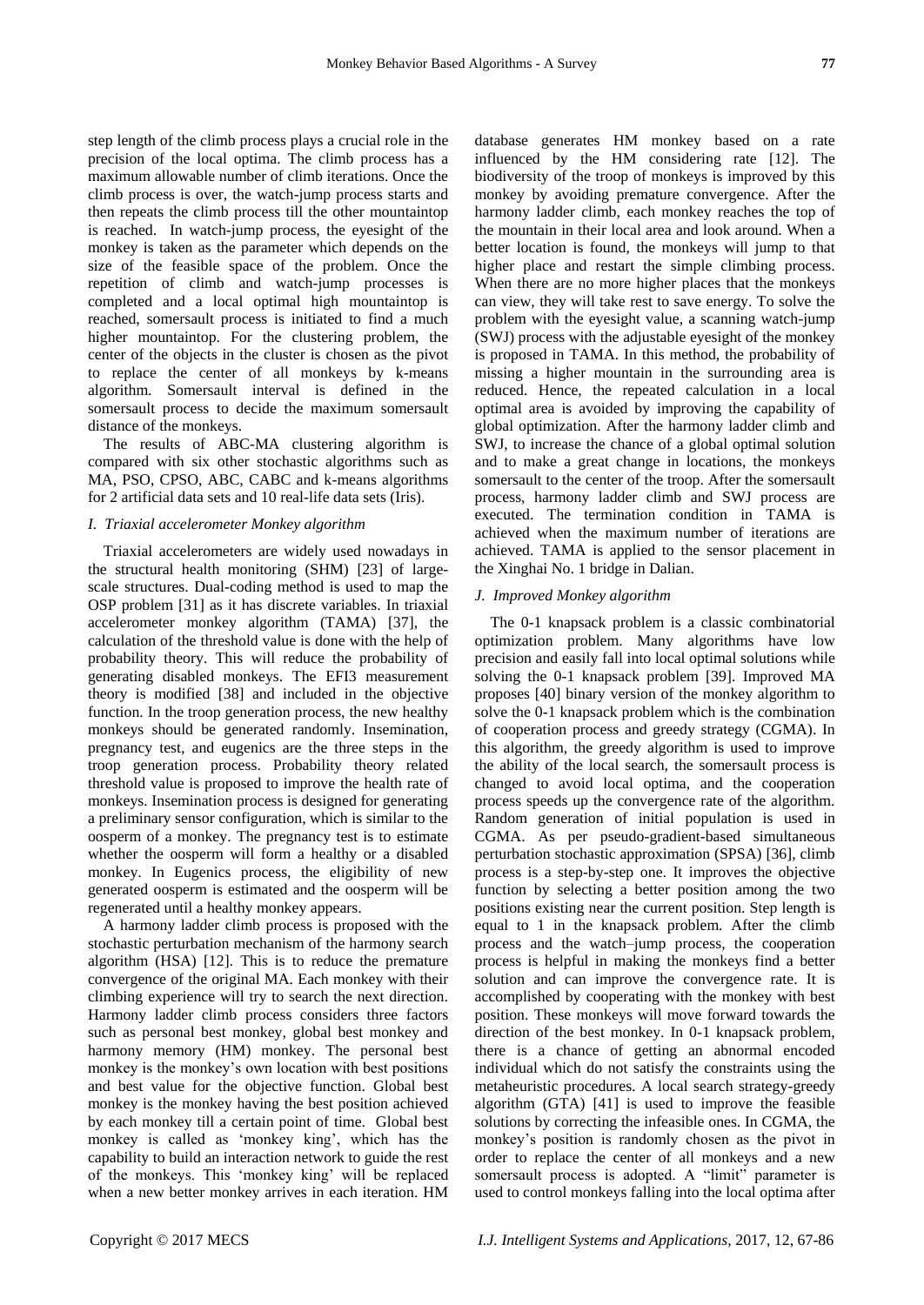step length of the climb process plays a crucial role in the precision of the local optima. The climb process has a maximum allowable number of climb iterations. Once the climb process is over, the watch-jump process starts and then repeats the climb process till the other mountaintop is reached. In watch-jump process, the eyesight of the monkey is taken as the parameter which depends on the size of the feasible space of the problem. Once the repetition of climb and watch-jump processes is completed and a local optimal high mountaintop is reached, somersault process is initiated to find a much higher mountaintop. For the clustering problem, the center of the objects in the cluster is chosen as the pivot to replace the center of all monkeys by k-means algorithm. Somersault interval is defined in the somersault process to decide the maximum somersault distance of the monkeys.

The results of ABC-MA clustering algorithm is compared with six other stochastic algorithms such as MA, PSO, CPSO, ABC, CABC and k-means algorithms for 2 artificial data sets and 10 real-life data sets (Iris).

### *I. Triaxial accelerometer Monkey algorithm*

Triaxial accelerometers are widely used nowadays in the structural health monitoring (SHM) [23] of large-scale structures. Dual-coding method is used to map the OSP problem [31] as it has discrete variables. In triaxial accelerometer monkey algorithm (TAMA) [37], the calculation of the threshold value is done with the help of probability theory. This will reduce the probability of generating disabled monkeys. The EFI3 measurement theory is modified [38] and included in the objective function. In the troop generation process, the new healthy monkeys should be generated randomly. Insemination, pregnancy test, and eugenics are the three steps in the troop generation process. Probability theory related threshold value is proposed to improve the health rate of monkeys. Insemination process is designed for generating a preliminary sensor configuration, which is similar to the oosperm of a monkey. The pregnancy test is to estimate whether the oosperm will form a healthy or a disabled monkey. In Eugenics process, the eligibility of new generated oosperm is estimated and the oosperm will be regenerated until a healthy monkey appears.

A harmony ladder climb process is proposed with the stochastic perturbation mechanism of the harmony search algorithm (HSA) [12]. This is to reduce the premature convergence of the original MA. Each monkey with their climbing experience will try to search the next direction. Harmony ladder climb process considers three factors such as personal best monkey, global best monkey and harmony memory (HM) monkey. The personal best monkey is the monkey's own location with best positions and best value for the objective function. Global best monkey is the monkey having the best position achieved by each monkey till a certain point of time. Global best monkey is called as 'monkey king', which has the capability to build an interaction network to guide the rest of the monkeys. This 'monkey king' will be replaced when a new better monkey arrives in each iteration. HM database generates HM monkey based on a rate influenced by the HM considering rate [12]. The biodiversity of the troop of monkeys is improved by this monkey by avoiding premature convergence. After the harmony ladder climb, each monkey reaches the top of the mountain in their local area and look around. When a better location is found, the monkeys will jump to that higher place and restart the simple climbing process. When there are no more higher places that the monkeys can view, they will take rest to save energy. To solve the problem with the eyesight value, a scanning watch-jump (SWJ) process with the adjustable eyesight of the monkey is proposed in TAMA. In this method, the probability of missing a higher mountain in the surrounding area is reduced. Hence, the repeated calculation in a local optimal area is avoided by improving the capability of global optimization. After the harmony ladder climb and SWJ, to increase the chance of a global optimal solution and to make a great change in locations, the monkeys somersault to the center of the troop. After the somersault process, harmony ladder climb and SWJ process are executed. The termination condition in TAMA is achieved when the maximum number of iterations are achieved. TAMA is applied to the sensor placement in the Xinghai No. 1 bridge in Dalian.

### *J. Improved Monkey algorithm*

The 0-1 knapsack problem is a classic combinatorial optimization problem. Many algorithms have low precision and easily fall into local optimal solutions while solving the 0-1 knapsack problem [39]. Improved MA proposes [40] binary version of the monkey algorithm to solve the 0-1 knapsack problem which is the combination of cooperation process and greedy strategy (CGMA). In this algorithm, the greedy algorithm is used to improve the ability of the local search, the somersault process is changed to avoid local optima, and the cooperation process speeds up the convergence rate of the algorithm. Random generation of initial population is used in CGMA. As per pseudo-gradient-based simultaneous perturbation stochastic approximation (SPSA) [36], climb process is a step-by-step one. It improves the objective function by selecting a better position among the two positions existing near the current position. Step length is equal to 1 in the knapsack problem. After the climb process and the watch–jump process, the cooperation process is helpful in making the monkeys find a better solution and can improve the convergence rate. It is accomplished by cooperating with the monkey with best position. These monkeys will move forward towards the direction of the best monkey. In 0-1 knapsack problem, there is a chance of getting an abnormal encoded individual which do not satisfy the constraints using the metaheuristic procedures. A local search strategy-greedy algorithm (GTA) [41] is used to improve the feasible solutions by correcting the infeasible ones. In CGMA, the monkey's position is randomly chosen as the pivot in order to replace the center of all monkeys and a new somersault process is adopted. A "limit" parameter is used to control monkeys falling into the local optima after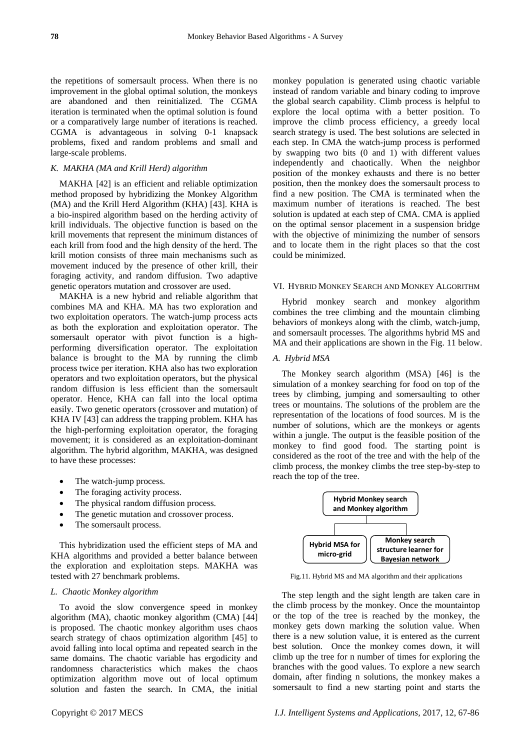the repetitions of somersault process. When there is no improvement in the global optimal solution, the monkeys are abandoned and then reinitialized. The CGMA iteration is terminated when the optimal solution is found or a comparatively large number of iterations is reached. CGMA is advantageous in solving 0-1 knapsack problems, fixed and random problems and small and large-scale problems.

### *K. MAKHA (MA and Krill Herd) algorithm*

MAKHA [42] is an efficient and reliable optimization method proposed by hybridizing the Monkey Algorithm (MA) and the Krill Herd Algorithm (KHA) [43]. KHA is a bio-inspired algorithm based on the herding activity of krill individuals. The objective function is based on the krill movements that represent the minimum distances of each krill from food and the high density of the herd. The krill motion consists of three main mechanisms such as movement induced by the presence of other krill, their foraging activity, and random diffusion. Two adaptive genetic operators mutation and crossover are used.

MAKHA is a new hybrid and reliable algorithm that combines MA and KHA. MA has two exploration and two exploitation operators. The watch-jump process acts as both the exploration and exploitation operator. The somersault operator with pivot function is a high-performing diversification operator. The exploitation balance is brought to the MA by running the climb process twice per iteration. KHA also has two exploration operators and two exploitation operators, but the physical random diffusion is less efficient than the somersault operator. Hence, KHA can fall into the local optima easily. Two genetic operators (crossover and mutation) of KHA IV [43] can address the trapping problem. KHA has the high-performing exploitation operator, the foraging movement; it is considered as an exploitation-dominant algorithm. The hybrid algorithm, MAKHA, was designed to have these processes:

- The watch-jump process.
- The foraging activity process.
- The physical random diffusion process.
- The genetic mutation and crossover process.
- The somersault process.

This hybridization used the efficient steps of MA and KHA algorithms and provided a better balance between the exploration and exploitation steps. MAKHA was tested with 27 benchmark problems.

### *L. Chaotic Monkey algorithm*

To avoid the slow convergence speed in monkey algorithm (MA), chaotic monkey algorithm (CMA) [44] is proposed. The chaotic monkey algorithm uses chaos search strategy of chaos optimization algorithm [45] to avoid falling into local optima and repeated search in the same domains. The chaotic variable has ergodicity and randomness characteristics which makes the chaos optimization algorithm move out of local optimum solution and fasten the search. In CMA, the initial monkey population is generated using chaotic variable instead of random variable and binary coding to improve the global search capability. Climb process is helpful to explore the local optima with a better position. To improve the climb process efficiency, a greedy local search strategy is used. The best solutions are selected in each step. In CMA the watch-jump process is performed by swapping two bits (0 and 1) with different values independently and chaotically. When the neighbor position of the monkey exhausts and there is no better position, then the monkey does the somersault process to find a new position. The CMA is terminated when the maximum number of iterations is reached. The best solution is updated at each step of CMA. CMA is applied on the optimal sensor placement in a suspension bridge with the objective of minimizing the number of sensors and to locate them in the right places so that the cost could be minimized.

## VI. Hybrid Monkey Search and Monkey Algorithm

Hybrid monkey search and monkey algorithm combines the tree climbing and the mountain climbing behaviors of monkeys along with the climb, watch-jump, and somersault processes. The algorithms hybrid MS and MA and their applications are shown in the Fig. 11 below.

### *A. Hybrid MSA*

The Monkey search algorithm (MSA) [46] is the simulation of a monkey searching for food on top of the trees by climbing, jumping and somersaulting to other trees or mountains. The solutions of the problem are the representation of the locations of food sources. M is the number of solutions, which are the monkeys or agents within a jungle. The output is the feasible position of the monkey to find good food. The starting point is considered as the root of the tree and with the help of the climb process, the monkey climbs the tree step-by-step to reach the top of the tree.

Hybrid Monkey search and Monkey algorithm
- Hybrid MSA for micro-grid
- Monkey search structure learner for Bayesian network

Fig.11. Hybrid MS and MA algorithm and their applications

The step length and the sight length are taken care in the climb process by the monkey. Once the mountaintop or the top of the tree is reached by the monkey, the monkey gets down marking the solution value. When there is a new solution value, it is entered as the current best solution. Once the monkey comes down, it will climb up the tree for n number of times for exploring the branches with the good values. To explore a new search domain, after finding n solutions, the monkey makes a somersault to find a new starting point and starts the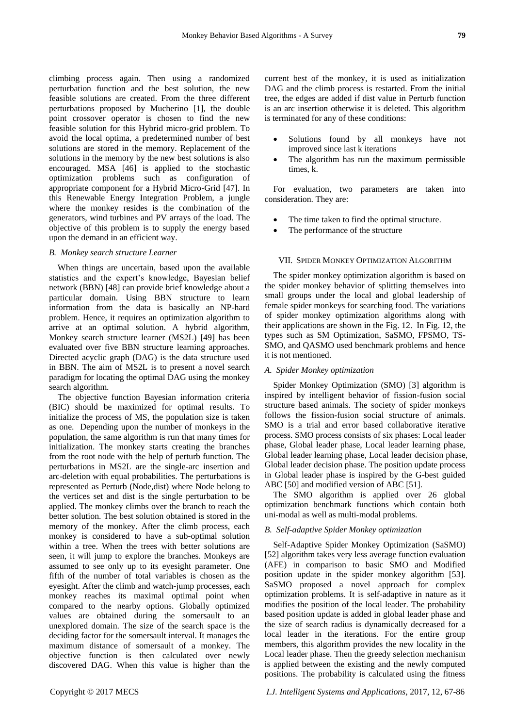climbing process again. Then using a randomized perturbation function and the best solution, the new feasible solutions are created. From the three different perturbations proposed by Mucherino [1], the double point crossover operator is chosen to find the new feasible solution for this Hybrid micro-grid problem. To avoid the local optima, a predetermined number of best solutions are stored in the memory. Replacement of the solutions in the memory by the new best solutions is also encouraged. MSA [46] is applied to the stochastic optimization problems such as configuration of appropriate component for a Hybrid Micro-Grid [47]. In this Renewable Energy Integration Problem, a jungle where the monkey resides is the combination of the generators, wind turbines and PV arrays of the load. The objective of this problem is to supply the energy based upon the demand in an efficient way.

### *B. Monkey search structure Learner*

When things are uncertain, based upon the available statistics and the expert's knowledge, Bayesian belief network (BBN) [48] can provide brief knowledge about a particular domain. Using BBN structure to learn information from the data is basically an NP-hard problem. Hence, it requires an optimization algorithm to arrive at an optimal solution. A hybrid algorithm, Monkey search structure learner (MS2L) [49] has been evaluated over five BBN structure learning approaches. Directed acyclic graph (DAG) is the data structure used in BBN. The aim of MS2L is to present a novel search paradigm for locating the optimal DAG using the monkey search algorithm.

The objective function Bayesian information criteria (BIC) should be maximized for optimal results. To initialize the process of MS, the population size is taken as one. Depending upon the number of monkeys in the population, the same algorithm is run that many times for initialization. The monkey starts creating the branches from the root node with the help of perturb function. The perturbations in MS2L are the single-arc insertion and arc-deletion with equal probabilities. The perturbations is represented as Perturb (Node,dist) where Node belong to the vertices set and dist is the single perturbation to be applied. The monkey climbs over the branch to reach the better solution. The best solution obtained is stored in the memory of the monkey. After the climb process, each monkey is considered to have a sub-optimal solution within a tree. When the trees with better solutions are seen, it will jump to explore the branches. Monkeys are assumed to see only up to its eyesight parameter. One fifth of the number of total variables is chosen as the eyesight. After the climb and watch-jump processes, each monkey reaches its maximal optimal point when compared to the nearby options. Globally optimized values are obtained during the somersault to an unexplored domain. The size of the search space is the deciding factor for the somersault interval. It manages the maximum distance of somersault of a monkey. The objective function is then calculated over newly discovered DAG. When this value is higher than the current best of the monkey, it is used as initialization DAG and the climb process is restarted. From the initial tree, the edges are added if dist value in Perturb function is an arc insertion otherwise it is deleted. This algorithm is terminated for any of these conditions:

- Solutions found by all monkeys have not improved since last k iterations
- The algorithm has run the maximum permissible times, k.

For evaluation, two parameters are taken into consideration. They are:

- The time taken to find the optimal structure.
- The performance of the structure

## VII. Spider Monkey Optimization Algorithm

The spider monkey optimization algorithm is based on the spider monkey behavior of splitting themselves into small groups under the local and global leadership of female spider monkeys for searching food. The variations of spider monkey optimization algorithms along with their applications are shown in the Fig. 12. In Fig. 12, the types such as SM Optimization, SaSMO, FPSMO, TS-SMO, and QASMO used benchmark problems and hence it is not mentioned.

### *A. Spider Monkey optimization*

Spider Monkey Optimization (SMO) [3] algorithm is inspired by intelligent behavior of fission-fusion social structure based animals. The society of spider monkeys follows the fission-fusion social structure of animals. SMO is a trial and error based collaborative iterative process. SMO process consists of six phases: Local leader phase, Global leader phase, Local leader learning phase, Global leader learning phase, Local leader decision phase, Global leader decision phase. The position update process in Global leader phase is inspired by the G-best guided ABC [50] and modified version of ABC [51].

The SMO algorithm is applied over 26 global optimization benchmark functions which contain both uni-modal as well as multi-modal problems.

### *B. Self-adaptive Spider Monkey optimization*

Self-Adaptive Spider Monkey Optimization (SaSMO) [52] algorithm takes very less average function evaluation (AFE) in comparison to basic SMO and Modified position update in the spider monkey algorithm [53]. SaSMO proposed a novel approach for complex optimization problems. It is self-adaptive in nature as it modifies the position of the local leader. The probability based position update is added in global leader phase and the size of search radius is dynamically decreased for a local leader in the iterations. For the entire group members, this algorithm provides the new locality in the Local leader phase. Then the greedy selection mechanism is applied between the existing and the newly computed positions. The probability is calculated using the fitness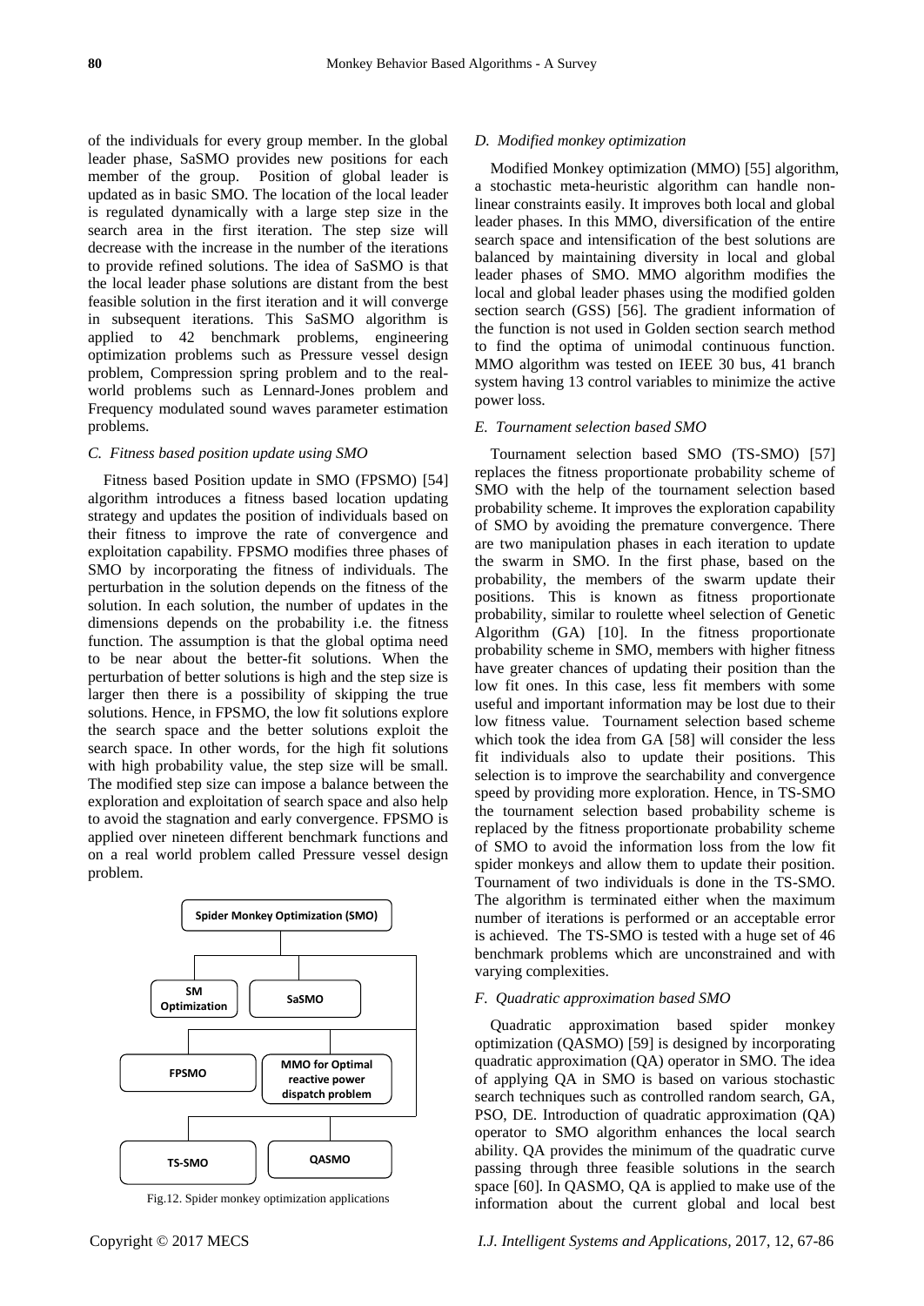of the individuals for every group member. In the global leader phase, SaSMO provides new positions for each member of the group. Position of global leader is updated as in basic SMO. The location of the local leader is regulated dynamically with a large step size in the search area in the first iteration. The step size will decrease with the increase in the number of the iterations to provide refined solutions. The idea of SaSMO is that the local leader phase solutions are distant from the best feasible solution in the first iteration and it will converge in subsequent iterations. This SaSMO algorithm is applied to 42 benchmark problems, engineering optimization problems such as Pressure vessel design problem, Compression spring problem and to the real-world problems such as Lennard-Jones problem and Frequency modulated sound waves parameter estimation problems.

### *C. Fitness based position update using SMO*

Fitness based Position update in SMO (FPSMO) [54] algorithm introduces a fitness based location updating strategy and updates the position of individuals based on their fitness to improve the rate of convergence and exploitation capability. FPSMO modifies three phases of SMO by incorporating the fitness of individuals. The perturbation in the solution depends on the fitness of the solution. In each solution, the number of updates in the dimensions depends on the probability i.e. the fitness function. The assumption is that the global optima need to be near about the better-fit solutions. When the perturbation of better solutions is high and the step size is larger then there is a possibility of skipping the true solutions. Hence, in FPSMO, the low fit solutions explore the search space and the better solutions exploit the search space. In other words, for the high fit solutions with high probability value, the step size will be small. The modified step size can impose a balance between the exploration and exploitation of search space and also help to avoid the stagnation and early convergence. FPSMO is applied over nineteen different benchmark functions and on a real world problem called Pressure vessel design problem.

Spider Monkey Optimization (SMO)

SM Optimization | SaSMO

FPSMO | MMO for Optimal reactive power dispatch problem

TS-SMO | QASMO

Fig.12. Spider monkey optimization applications

### *D. Modified monkey optimization*

Modified Monkey optimization (MMO) [55] algorithm, a stochastic meta-heuristic algorithm can handle non-linear constraints easily. It improves both local and global leader phases. In this MMO, diversification of the entire search space and intensification of the best solutions are balanced by maintaining diversity in local and global leader phases of SMO. MMO algorithm modifies the local and global leader phases using the modified golden section search (GSS) [56]. The gradient information of the function is not used in Golden section search method to find the optima of unimodal continuous function. MMO algorithm was tested on IEEE 30 bus, 41 branch system having 13 control variables to minimize the active power loss.

### *E. Tournament selection based SMO*

Tournament selection based SMO (TS-SMO) [57] replaces the fitness proportionate probability scheme of SMO with the help of the tournament selection based probability scheme. It improves the exploration capability of SMO by avoiding the premature convergence. There are two manipulation phases in each iteration to update the swarm in SMO. In the first phase, based on the probability, the members of the swarm update their positions. This is known as fitness proportionate probability, similar to roulette wheel selection of Genetic Algorithm (GA) [10]. In the fitness proportionate probability scheme in SMO, members with higher fitness have greater chances of updating their position than the low fit ones. In this case, less fit members with some useful and important information may be lost due to their low fitness value. Tournament selection based scheme which took the idea from GA [58] will consider the less fit individuals also to update their positions. This selection is to improve the searchability and convergence speed by providing more exploration. Hence, in TS-SMO the tournament selection based probability scheme is replaced by the fitness proportionate probability scheme of SMO to avoid the information loss from the low fit spider monkeys and allow them to update their position. Tournament of two individuals is done in the TS-SMO. The algorithm is terminated either when the maximum number of iterations is performed or an acceptable error is achieved. The TS-SMO is tested with a huge set of 46 benchmark problems which are unconstrained and with varying complexities.

### *F. Quadratic approximation based SMO*

Quadratic approximation based spider monkey optimization (QASMO) [59] is designed by incorporating quadratic approximation (QA) operator in SMO. The idea of applying QA in SMO is based on various stochastic search techniques such as controlled random search, GA, PSO, DE. Introduction of quadratic approximation (QA) operator to SMO algorithm enhances the local search ability. QA provides the minimum of the quadratic curve passing through three feasible solutions in the search space [60]. In QASMO, QA is applied to make use of the information about the current global and local best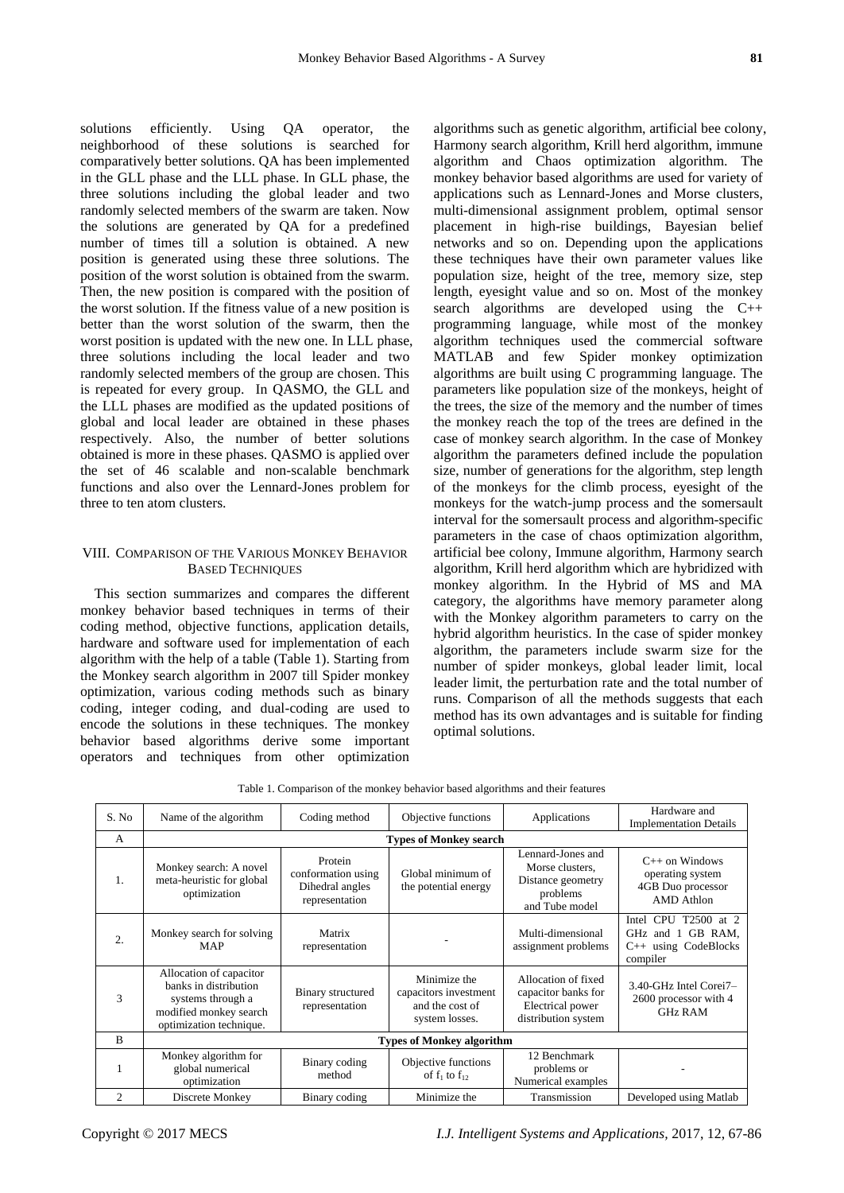solutions efficiently. Using QA operator, the neighborhood of these solutions is searched for comparatively better solutions. QA has been implemented in the GLL phase and the LLL phase. In GLL phase, the three solutions including the global leader and two randomly selected members of the swarm are taken. Now the solutions are generated by QA for a predefined number of times till a solution is obtained. A new position is generated using these three solutions. The position of the worst solution is obtained from the swarm. Then, the new position is compared with the position of the worst solution. If the fitness value of a new position is better than the worst solution of the swarm, then the worst position is updated with the new one. In LLL phase, three solutions including the local leader and two randomly selected members of the group are chosen. This is repeated for every group. In QASMO, the GLL and the LLL phases are modified as the updated positions of global and local leader are obtained in these phases respectively. Also, the number of better solutions obtained is more in these phases. QASMO is applied over the set of 46 scalable and non-scalable benchmark functions and also over the Lennard-Jones problem for three to ten atom clusters.

## VIII. Comparison of the Various Monkey Behavior Based Techniques

This section summarizes and compares the different monkey behavior based techniques in terms of their coding method, objective functions, application details, hardware and software used for implementation of each algorithm with the help of a table (Table 1). Starting from the Monkey search algorithm in 2007 till Spider monkey optimization, various coding methods such as binary coding, integer coding, and dual-coding are used to encode the solutions in these techniques. The monkey behavior based algorithms derive some important operators and techniques from other optimization algorithms such as genetic algorithm, artificial bee colony, Harmony search algorithm, Krill herd algorithm, immune algorithm and Chaos optimization algorithm. The monkey behavior based algorithms are used for variety of applications such as Lennard-Jones and Morse clusters, multi-dimensional assignment problem, optimal sensor placement in high-rise buildings, Bayesian belief networks and so on. Depending upon the applications these techniques have their own parameter values like population size, height of the tree, memory size, step length, eyesight value and so on. Most of the monkey search algorithms are developed using the C++ programming language, while most of the monkey algorithm techniques used the commercial software MATLAB and few Spider monkey optimization algorithms are built using C programming language. The parameters like population size of the monkeys, height of the trees, the size of the memory and the number of times the monkey reach the top of the trees are defined in the case of monkey search algorithm. In the case of Monkey algorithm the parameters defined include the population size, number of generations for the algorithm, step length of the monkeys for the climb process, eyesight of the monkeys for the watch-jump process and the somersault interval for the somersault process and algorithm-specific parameters in the case of chaos optimization algorithm, artificial bee colony, Immune algorithm, Harmony search algorithm, Krill herd algorithm which are hybridized with monkey algorithm. In the Hybrid of MS and MA category, the algorithms have memory parameter along with the Monkey algorithm parameters to carry on the hybrid algorithm heuristics. In the case of spider monkey algorithm, the parameters include swarm size for the number of spider monkeys, global leader limit, local leader limit, the perturbation rate and the total number of runs. Comparison of all the methods suggests that each method has its own advantages and is suitable for finding optimal solutions.

Table 1. Comparison of the monkey behavior based algorithms and their features

| S. No | Name of the algorithm | Coding method | Objective functions | Applications | Hardware and Implementation Details |
|---|---|---|---|---|---|
| A | **Types of Monkey search** | | | | |
| 1. | Monkey search: A novel meta-heuristic for global optimization | Protein conformation using Dihedral angles representation | Global minimum of the potential energy | Lennard-Jones and Morse clusters, Distance geometry problems and Tube model | C++ on Windows operating system 4GB Duo processor AMD Athlon |
| 2. | Monkey search for solving MAP | Matrix representation | - | Multi-dimensional assignment problems | Intel CPU T2500 at 2 GHz and 1 GB RAM, C++ using CodeBlocks compiler |
| 3 | Allocation of capacitor banks in distribution systems through a modified monkey search optimization technique. | Binary structured representation | Minimize the capacitors investment and the cost of system losses. | Allocation of fixed capacitor banks for Electrical power distribution system | 3.40-GHz Intel Corei7–2600 processor with 4 GHz RAM |
| B | **Types of Monkey algorithm** | | | | |
| 1 | Monkey algorithm for global numerical optimization | Binary coding method | Objective functions of $f_1$ to $f_{12}$ | 12 Benchmark problems or Numerical examples | - |
| 2 | Discrete Monkey | Binary coding | Minimize the | Transmission | Developed using Matlab |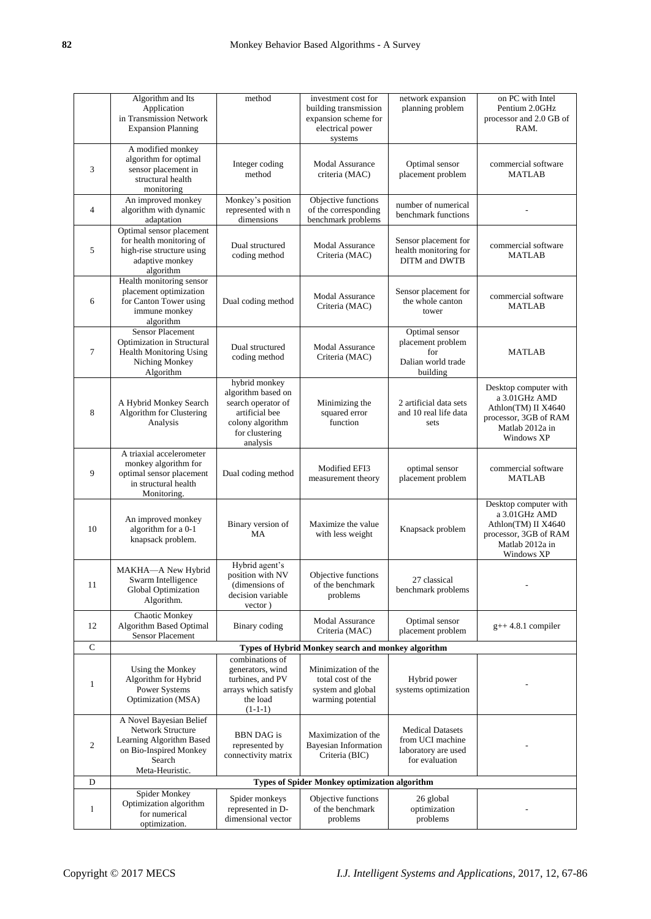| | | | | | |
|---|---|---|---|---|---|
| | Algorithm and Its Application in Transmission Network Expansion Planning | method | investment cost for building transmission expansion scheme for electrical power systems | network expansion planning problem | on PC with Intel Pentium 2.0GHz processor and 2.0 GB of RAM. |
| 3 | A modified monkey algorithm for optimal sensor placement in structural health monitoring | Integer coding method | Modal Assurance criteria (MAC) | Optimal sensor placement problem | commercial software MATLAB |
| 4 | An improved monkey algorithm with dynamic adaptation | Monkey's position represented with n dimensions | Objective functions of the corresponding benchmark problems | number of numerical benchmark functions | - |
| 5 | Optimal sensor placement for health monitoring of high-rise structure using adaptive monkey algorithm | Dual structured coding method | Modal Assurance Criteria (MAC) | Sensor placement for health monitoring for DITM and DWTB | commercial software MATLAB |
| 6 | Health monitoring sensor placement optimization for Canton Tower using immune monkey algorithm | Dual coding method | Modal Assurance Criteria (MAC) | Sensor placement for the whole canton tower | commercial software MATLAB |
| 7 | Sensor Placement Optimization in Structural Health Monitoring Using Niching Monkey Algorithm | Dual structured coding method | Modal Assurance Criteria (MAC) | Optimal sensor placement problem for Dalian world trade building | MATLAB |
| 8 | A Hybrid Monkey Search Algorithm for Clustering Analysis | hybrid monkey algorithm based on search operator of artificial bee colony algorithm for clustering analysis | Minimizing the squared error function | 2 artificial data sets and 10 real life data sets | Desktop computer with a 3.01GHz AMD Athlon(TM) II X4640 processor, 3GB of RAM Matlab 2012a in Windows XP |
| 9 | A triaxial accelerometer monkey algorithm for optimal sensor placement in structural health Monitoring. | Dual coding method | Modified EFI3 measurement theory | optimal sensor placement problem | commercial software MATLAB |
| 10 | An improved monkey algorithm for a 0-1 knapsack problem. | Binary version of MA | Maximize the value with less weight | Knapsack problem | Desktop computer with a 3.01GHz AMD Athlon(TM) II X4640 processor, 3GB of RAM Matlab 2012a in Windows XP |
| 11 | MAKHA—A New Hybrid Swarm Intelligence Global Optimization Algorithm. | Hybrid agent's position with NV (dimensions of decision variable vector ) | Objective functions of the benchmark problems | 27 classical benchmark problems | - |
| 12 | Chaotic Monkey Algorithm Based Optimal Sensor Placement | Binary coding | Modal Assurance Criteria (MAC) | Optimal sensor placement problem | g++ 4.8.1 compiler |
| C | **Types of Hybrid Monkey search and monkey algorithm** | | | | |
| 1 | Using the Monkey Algorithm for Hybrid Power Systems Optimization (MSA) | combinations of generators, wind turbines, and PV arrays which satisfy the load (1-1-1) | Minimization of the total cost of the system and global warming potential | Hybrid power systems optimization | - |
| 2 | A Novel Bayesian Belief Network Structure Learning Algorithm Based on Bio-Inspired Monkey Search Meta-Heuristic. | BBN DAG is represented by connectivity matrix | Maximization of the Bayesian Information Criteria (BIC) | Medical Datasets from UCI machine laboratory are used for evaluation | - |
| D | **Types of Spider Monkey optimization algorithm** | | | | |
| 1 | Spider Monkey Optimization algorithm for numerical optimization. | Spider monkeys represented in D-dimensional vector | Objective functions of the benchmark problems | 26 global optimization problems | - |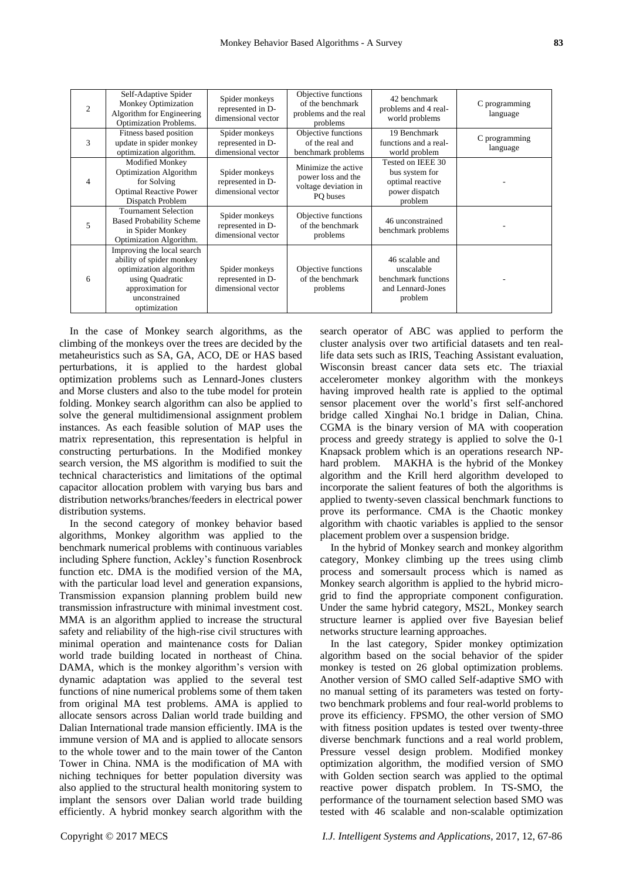| 2 | Self-Adaptive Spider Monkey Optimization Algorithm for Engineering Optimization Problems. | Spider monkeys represented in D-dimensional vector | Objective functions of the benchmark problems and the real problems | 42 benchmark problems and 4 real-world problems | C programming language |
|---|---|---|---|---|---|
| 3 | Fitness based position update in spider monkey optimization algorithm. | Spider monkeys represented in D-dimensional vector | Objective functions of the real and benchmark problems | 19 Benchmark functions and a real-world problem | C programming language |
| 4 | Modified Monkey Optimization Algorithm for Solving Optimal Reactive Power Dispatch Problem | Spider monkeys represented in D-dimensional vector | Minimize the active power loss and the voltage deviation in PQ buses | Tested on IEEE 30 bus system for optimal reactive power dispatch problem | - |
| 5 | Tournament Selection Based Probability Scheme in Spider Monkey Optimization Algorithm. | Spider monkeys represented in D-dimensional vector | Objective functions of the benchmark problems | 46 unconstrained benchmark problems | - |
| 6 | Improving the local search ability of spider monkey optimization algorithm using Quadratic approximation for unconstrained optimization | Spider monkeys represented in D-dimensional vector | Objective functions of the benchmark problems | 46 scalable and unscalable benchmark functions and Lennard-Jones problem | - |

In the case of Monkey search algorithms, as the climbing of the monkeys over the trees are decided by the metaheuristics such as SA, GA, ACO, DE or HAS based perturbations, it is applied to the hardest global optimization problems such as Lennard-Jones clusters and Morse clusters and also to the tube model for protein folding. Monkey search algorithm can also be applied to solve the general multidimensional assignment problem instances. As each feasible solution of MAP uses the matrix representation, this representation is helpful in constructing perturbations. In the Modified monkey search version, the MS algorithm is modified to suit the technical characteristics and limitations of the optimal capacitor allocation problem with varying bus bars and distribution networks/branches/feeders in electrical power distribution systems.

In the second category of monkey behavior based algorithms, Monkey algorithm was applied to the benchmark numerical problems with continuous variables including Sphere function, Ackley's function Rosenbrock function etc. DMA is the modified version of the MA, with the particular load level and generation expansions, Transmission expansion planning problem build new transmission infrastructure with minimal investment cost. MMA is an algorithm applied to increase the structural safety and reliability of the high-rise civil structures with minimal operation and maintenance costs for Dalian world trade building located in northeast of China. DAMA, which is the monkey algorithm's version with dynamic adaptation was applied to the several test functions of nine numerical problems some of them taken from original MA test problems. AMA is applied to allocate sensors across Dalian world trade building and Dalian International trade mansion efficiently. IMA is the immune version of MA and is applied to allocate sensors to the whole tower and to the main tower of the Canton Tower in China. NMA is the modification of MA with niching techniques for better population diversity was also applied to the structural health monitoring system to implant the sensors over Dalian world trade building efficiently. A hybrid monkey search algorithm with the search operator of ABC was applied to perform the cluster analysis over two artificial datasets and ten real-life data sets such as IRIS, Teaching Assistant evaluation, Wisconsin breast cancer data sets etc. The triaxial accelerometer monkey algorithm with the monkeys having improved health rate is applied to the optimal sensor placement over the world's first self-anchored bridge called Xinghai No.1 bridge in Dalian, China. CGMA is the binary version of MA with cooperation process and greedy strategy is applied to solve the 0-1 Knapsack problem which is an operations research NP-hard problem. MAKHA is the hybrid of the Monkey algorithm and the Krill herd algorithm developed to incorporate the salient features of both the algorithms is applied to twenty-seven classical benchmark functions to prove its performance. CMA is the Chaotic monkey algorithm with chaotic variables is applied to the sensor placement problem over a suspension bridge.

In the hybrid of Monkey search and monkey algorithm category, Monkey climbing up the trees using climb process and somersault process which is named as Monkey search algorithm is applied to the hybrid micro-grid to find the appropriate component configuration. Under the same hybrid category, MS2L, Monkey search structure learner is applied over five Bayesian belief networks structure learning approaches.

In the last category, Spider monkey optimization algorithm based on the social behavior of the spider monkey is tested on 26 global optimization problems. Another version of SMO called Self-adaptive SMO with no manual setting of its parameters was tested on forty-two benchmark problems and four real-world problems to prove its efficiency. FPSMO, the other version of SMO with fitness position updates is tested over twenty-three diverse benchmark functions and a real world problem, Pressure vessel design problem. Modified monkey optimization algorithm, the modified version of SMO with Golden section search was applied to the optimal reactive power dispatch problem. In TS-SMO, the performance of the tournament selection based SMO was tested with 46 scalable and non-scalable optimization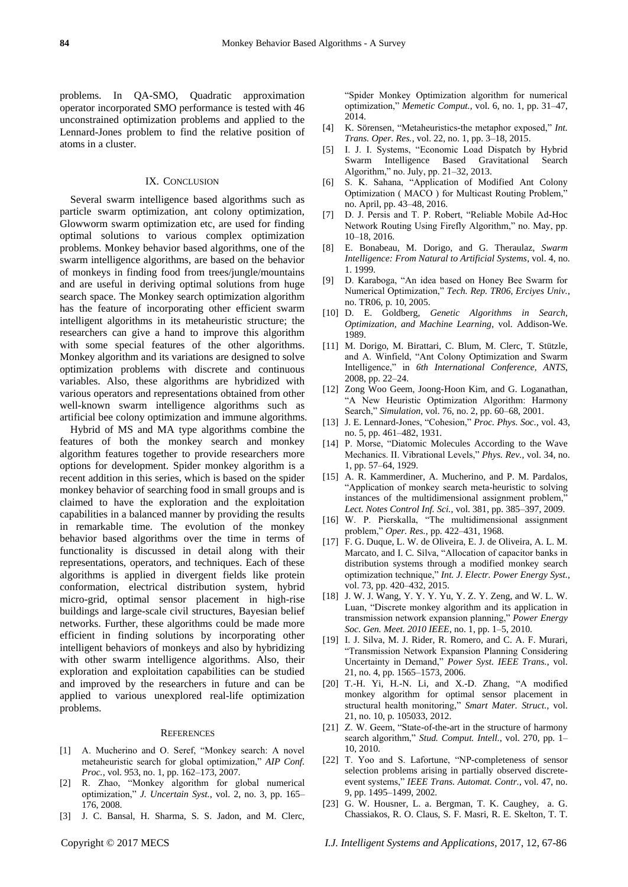problems. In QA-SMO, Quadratic approximation operator incorporated SMO performance is tested with 46 unconstrained optimization problems and applied to the Lennard-Jones problem to find the relative position of atoms in a cluster.

## IX. Conclusion

Several swarm intelligence based algorithms such as particle swarm optimization, ant colony optimization, Glowworm swarm optimization etc, are used for finding optimal solutions to various complex optimization problems. Monkey behavior based algorithms, one of the swarm intelligence algorithms, are based on the behavior of monkeys in finding food from trees/jungle/mountains and are useful in deriving optimal solutions from huge search space. The Monkey search optimization algorithm has the feature of incorporating other efficient swarm intelligent algorithms in its metaheuristic structure; the researchers can give a hand to improve this algorithm with some special features of the other algorithms. Monkey algorithm and its variations are designed to solve optimization problems with discrete and continuous variables. Also, these algorithms are hybridized with various operators and representations obtained from other well-known swarm intelligence algorithms such as artificial bee colony optimization and immune algorithms.

Hybrid of MS and MA type algorithms combine the features of both the monkey search and monkey algorithm features together to provide researchers more options for development. Spider monkey algorithm is a recent addition in this series, which is based on the spider monkey behavior of searching food in small groups and is claimed to have the exploration and the exploitation capabilities in a balanced manner by providing the results in remarkable time. The evolution of the monkey behavior based algorithms over the time in terms of functionality is discussed in detail along with their representations, operators, and techniques. Each of these algorithms is applied in divergent fields like protein conformation, electrical distribution system, hybrid micro-grid, optimal sensor placement in high-rise buildings and large-scale civil structures, Bayesian belief networks. Further, these algorithms could be made more efficient in finding solutions by incorporating other intelligent behaviors of monkeys and also by hybridizing with other swarm intelligence algorithms. Also, their exploration and exploitation capabilities can be studied and improved by the researchers in future and can be applied to various unexplored real-life optimization problems.

## References

[1] A. Mucherino and O. Seref, "Monkey search: A novel metaheuristic search for global optimization," *AIP Conf. Proc.*, vol. 953, no. 1, pp. 162–173, 2007.

[2] R. Zhao, "Monkey algorithm for global numerical optimization," *J. Uncertain Syst.*, vol. 2, no. 3, pp. 165–176, 2008.

[3] J. C. Bansal, H. Sharma, S. S. Jadon, and M. Clerc, "Spider Monkey Optimization algorithm for numerical optimization," *Memetic Comput.*, vol. 6, no. 1, pp. 31–47, 2014.

[4] K. Sörensen, "Metaheuristics-the metaphor exposed," *Int. Trans. Oper. Res.*, vol. 22, no. 1, pp. 3–18, 2015.

[5] I. J. I. Systems, "Economic Load Dispatch by Hybrid Swarm Intelligence Based Gravitational Search Algorithm," no. July, pp. 21–32, 2013.

[6] S. K. Sahana, "Application of Modified Ant Colony Optimization ( MACO ) for Multicast Routing Problem," no. April, pp. 43–48, 2016.

[7] D. J. Persis and T. P. Robert, "Reliable Mobile Ad-Hoc Network Routing Using Firefly Algorithm," no. May, pp. 10–18, 2016.

[8] E. Bonabeau, M. Dorigo, and G. Theraulaz, *Swarm Intelligence: From Natural to Artificial Systems*, vol. 4, no. 1. 1999.

[9] D. Karaboga, "An idea based on Honey Bee Swarm for Numerical Optimization," *Tech. Rep. TR06, Erciyes Univ.*, no. TR06, p. 10, 2005.

[10] D. E. Goldberg, *Genetic Algorithms in Search, Optimization, and Machine Learning*, vol. Addison-We. 1989.

[11] M. Dorigo, M. Birattari, C. Blum, M. Clerc, T. Stützle, and A. Winfield, "Ant Colony Optimization and Swarm Intelligence," in *6th International Conference, ANTS*, 2008, pp. 22–24.

[12] Zong Woo Geem, Joong-Hoon Kim, and G. Loganathan, "A New Heuristic Optimization Algorithm: Harmony Search," *Simulation*, vol. 76, no. 2, pp. 60–68, 2001.

[13] J. E. Lennard-Jones, "Cohesion," *Proc. Phys. Soc.*, vol. 43, no. 5, pp. 461–482, 1931.

[14] P. Morse, "Diatomic Molecules According to the Wave Mechanics. II. Vibrational Levels," *Phys. Rev.*, vol. 34, no. 1, pp. 57–64, 1929.

[15] A. R. Kammerdiner, A. Mucherino, and P. M. Pardalos, "Application of monkey search meta-heuristic to solving instances of the multidimensional assignment problem," *Lect. Notes Control Inf. Sci.*, vol. 381, pp. 385–397, 2009.

[16] W. P. Pierskalla, "The multidimensional assignment problem," *Oper. Res.*, pp. 422–431, 1968.

[17] F. G. Duque, L. W. de Oliveira, E. J. de Oliveira, A. L. M. Marcato, and I. C. Silva, "Allocation of capacitor banks in distribution systems through a modified monkey search optimization technique," *Int. J. Electr. Power Energy Syst.*, vol. 73, pp. 420–432, 2015.

[18] J. W. J. Wang, Y. Y. Y. Yu, Y. Z. Y. Zeng, and W. L. W. Luan, "Discrete monkey algorithm and its application in transmission network expansion planning," *Power Energy Soc. Gen. Meet. 2010 IEEE*, no. 1, pp. 1–5, 2010.

[19] I. J. Silva, M. J. Rider, R. Romero, and C. A. F. Murari, "Transmission Network Expansion Planning Considering Uncertainty in Demand," *Power Syst. IEEE Trans.*, vol. 21, no. 4, pp. 1565–1573, 2006.

[20] T.-H. Yi, H.-N. Li, and X.-D. Zhang, "A modified monkey algorithm for optimal sensor placement in structural health monitoring," *Smart Mater. Struct.*, vol. 21, no. 10, p. 105033, 2012.

[21] Z. W. Geem, "State-of-the-art in the structure of harmony search algorithm," *Stud. Comput. Intell.*, vol. 270, pp. 1–10, 2010.

[22] T. Yoo and S. Lafortune, "NP-completeness of sensor selection problems arising in partially observed discrete-event systems," *IEEE Trans. Automat. Contr.*, vol. 47, no. 9, pp. 1495–1499, 2002.

[23] G. W. Housner, L. a. Bergman, T. K. Caughey, a. G. Chassiakos, R. O. Claus, S. F. Masri, R. E. Skelton, T. T.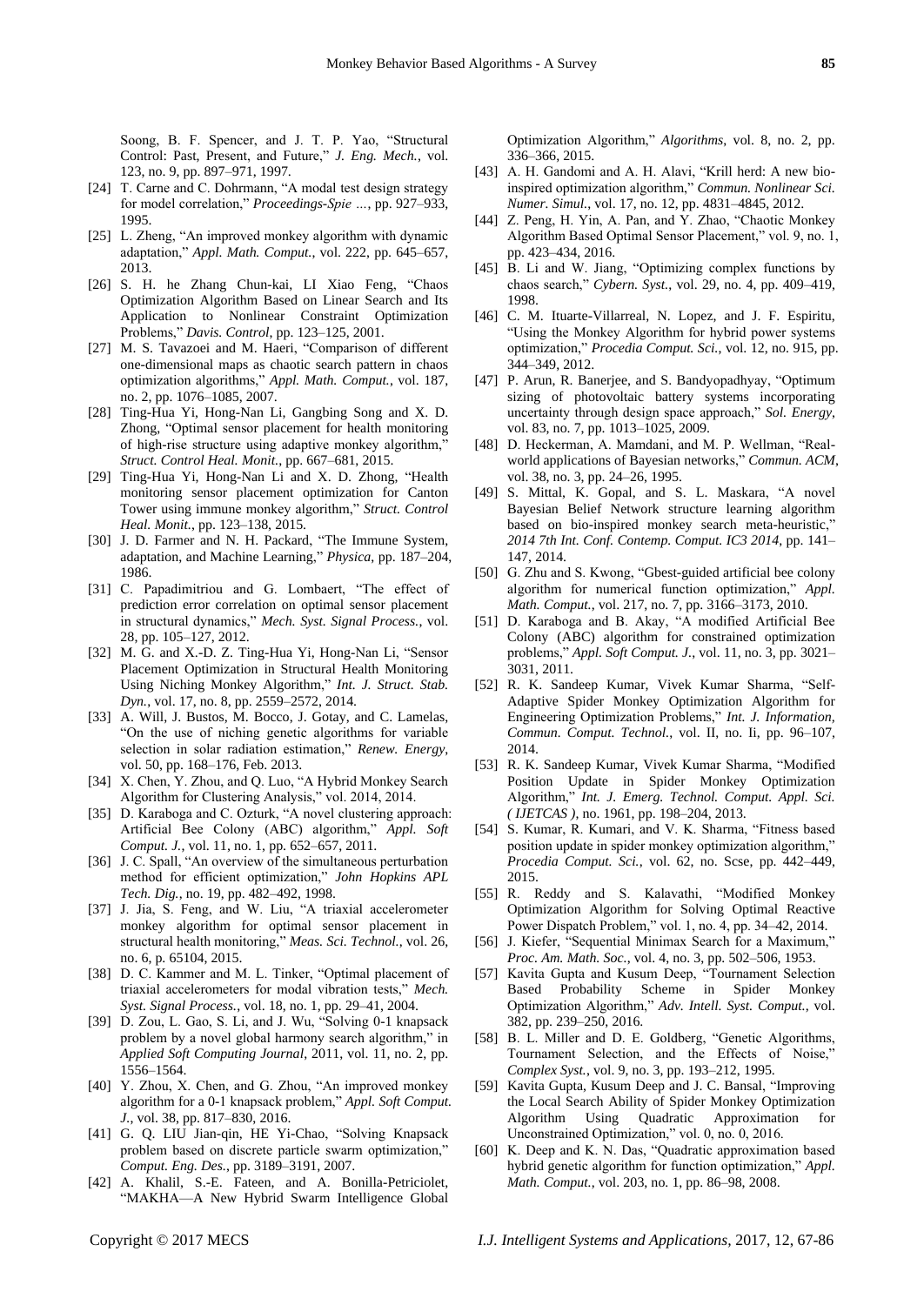Soong, B. F. Spencer, and J. T. P. Yao, "Structural Control: Past, Present, and Future," *J. Eng. Mech.*, vol. 123, no. 9, pp. 897–971, 1997.

[24] T. Carne and C. Dohrmann, "A modal test design strategy for model correlation," *Proceedings-Spie …*, pp. 927–933, 1995.

[25] L. Zheng, "An improved monkey algorithm with dynamic adaptation," *Appl. Math. Comput.*, vol. 222, pp. 645–657, 2013.

[26] S. H. he Zhang Chun-kai, LI Xiao Feng, "Chaos Optimization Algorithm Based on Linear Search and Its Application to Nonlinear Constraint Optimization Problems," *Davis. Control*, pp. 123–125, 2001.

[27] M. S. Tavazoei and M. Haeri, "Comparison of different one-dimensional maps as chaotic search pattern in chaos optimization algorithms," *Appl. Math. Comput.*, vol. 187, no. 2, pp. 1076–1085, 2007.

[28] Ting-Hua Yi, Hong-Nan Li, Gangbing Song and X. D. Zhong, "Optimal sensor placement for health monitoring of high-rise structure using adaptive monkey algorithm," *Struct. Control Heal. Monit.*, pp. 667–681, 2015.

[29] Ting-Hua Yi, Hong-Nan Li and X. D. Zhong, "Health monitoring sensor placement optimization for Canton Tower using immune monkey algorithm," *Struct. Control Heal. Monit.*, pp. 123–138, 2015.

[30] J. D. Farmer and N. H. Packard, "The Immune System, adaptation, and Machine Learning," *Physica*, pp. 187–204, 1986.

[31] C. Papadimitriou and G. Lombaert, "The effect of prediction error correlation on optimal sensor placement in structural dynamics," *Mech. Syst. Signal Process.*, vol. 28, pp. 105–127, 2012.

[32] M. G. and X.-D. Z. Ting-Hua Yi, Hong-Nan Li, "Sensor Placement Optimization in Structural Health Monitoring Using Niching Monkey Algorithm," *Int. J. Struct. Stab. Dyn.*, vol. 17, no. 8, pp. 2559–2572, 2014.

[33] A. Will, J. Bustos, M. Bocco, J. Gotay, and C. Lamelas, "On the use of niching genetic algorithms for variable selection in solar radiation estimation," *Renew. Energy*, vol. 50, pp. 168–176, Feb. 2013.

[34] X. Chen, Y. Zhou, and Q. Luo, "A Hybrid Monkey Search Algorithm for Clustering Analysis," vol. 2014, 2014.

[35] D. Karaboga and C. Ozturk, "A novel clustering approach: Artificial Bee Colony (ABC) algorithm," *Appl. Soft Comput. J.*, vol. 11, no. 1, pp. 652–657, 2011.

[36] J. C. Spall, "An overview of the simultaneous perturbation method for efficient optimization," *John Hopkins APL Tech. Dig.*, no. 19, pp. 482–492, 1998.

[37] J. Jia, S. Feng, and W. Liu, "A triaxial accelerometer monkey algorithm for optimal sensor placement in structural health monitoring," *Meas. Sci. Technol.*, vol. 26, no. 6, p. 65104, 2015.

[38] D. C. Kammer and M. L. Tinker, "Optimal placement of triaxial accelerometers for modal vibration tests," *Mech. Syst. Signal Process.*, vol. 18, no. 1, pp. 29–41, 2004.

[39] D. Zou, L. Gao, S. Li, and J. Wu, "Solving 0-1 knapsack problem by a novel global harmony search algorithm," in *Applied Soft Computing Journal*, 2011, vol. 11, no. 2, pp. 1556–1564.

[40] Y. Zhou, X. Chen, and G. Zhou, "An improved monkey algorithm for a 0-1 knapsack problem," *Appl. Soft Comput. J.*, vol. 38, pp. 817–830, 2016.

[41] G. Q. LIU Jian-qin, HE Yi-Chao, "Solving Knapsack problem based on discrete particle swarm optimization," *Comput. Eng. Des.*, pp. 3189–3191, 2007.

[42] A. Khalil, S.-E. Fateen, and A. Bonilla-Petriciolet, "MAKHA—A New Hybrid Swarm Intelligence Global Optimization Algorithm," *Algorithms*, vol. 8, no. 2, pp. 336–366, 2015.

[43] A. H. Gandomi and A. H. Alavi, "Krill herd: A new bio-inspired optimization algorithm," *Commun. Nonlinear Sci. Numer. Simul.*, vol. 17, no. 12, pp. 4831–4845, 2012.

[44] Z. Peng, H. Yin, A. Pan, and Y. Zhao, "Chaotic Monkey Algorithm Based Optimal Sensor Placement," vol. 9, no. 1, pp. 423–434, 2016.

[45] B. Li and W. Jiang, "Optimizing complex functions by chaos search," *Cybern. Syst.*, vol. 29, no. 4, pp. 409–419, 1998.

[46] C. M. Ituarte-Villarreal, N. Lopez, and J. F. Espiritu, "Using the Monkey Algorithm for hybrid power systems optimization," *Procedia Comput. Sci.*, vol. 12, no. 915, pp. 344–349, 2012.

[47] P. Arun, R. Banerjee, and S. Bandyopadhyay, "Optimum sizing of photovoltaic battery systems incorporating uncertainty through design space approach," *Sol. Energy*, vol. 83, no. 7, pp. 1013–1025, 2009.

[48] D. Heckerman, A. Mamdani, and M. P. Wellman, "Real-world applications of Bayesian networks," *Commun. ACM*, vol. 38, no. 3, pp. 24–26, 1995.

[49] S. Mittal, K. Gopal, and S. L. Maskara, "A novel Bayesian Belief Network structure learning algorithm based on bio-inspired monkey search meta-heuristic," *2014 7th Int. Conf. Contemp. Comput. IC3 2014*, pp. 141–147, 2014.

[50] G. Zhu and S. Kwong, "Gbest-guided artificial bee colony algorithm for numerical function optimization," *Appl. Math. Comput.*, vol. 217, no. 7, pp. 3166–3173, 2010.

[51] D. Karaboga and B. Akay, "A modified Artificial Bee Colony (ABC) algorithm for constrained optimization problems," *Appl. Soft Comput. J.*, vol. 11, no. 3, pp. 3021–3031, 2011.

[52] R. K. Sandeep Kumar, Vivek Kumar Sharma, "Self-Adaptive Spider Monkey Optimization Algorithm for Engineering Optimization Problems," *Int. J. Information, Commun. Comput. Technol.*, vol. II, no. Ii, pp. 96–107, 2014.

[53] R. K. Sandeep Kumar, Vivek Kumar Sharma, "Modified Position Update in Spider Monkey Optimization Algorithm," *Int. J. Emerg. Technol. Comput. Appl. Sci. ( IJETCAS )*, no. 1961, pp. 198–204, 2013.

[54] S. Kumar, R. Kumari, and V. K. Sharma, "Fitness based position update in spider monkey optimization algorithm," *Procedia Comput. Sci.*, vol. 62, no. Scse, pp. 442–449, 2015.

[55] R. Reddy and S. Kalavathi, "Modified Monkey Optimization Algorithm for Solving Optimal Reactive Power Dispatch Problem," vol. 1, no. 4, pp. 34–42, 2014.

[56] J. Kiefer, "Sequential Minimax Search for a Maximum," *Proc. Am. Math. Soc.*, vol. 4, no. 3, pp. 502–506, 1953.

[57] Kavita Gupta and Kusum Deep, "Tournament Selection Based Probability Scheme in Spider Monkey Optimization Algorithm," *Adv. Intell. Syst. Comput.*, vol. 382, pp. 239–250, 2016.

[58] B. L. Miller and D. E. Goldberg, "Genetic Algorithms, Tournament Selection, and the Effects of Noise," *Complex Syst.*, vol. 9, no. 3, pp. 193–212, 1995.

[59] Kavita Gupta, Kusum Deep and J. C. Bansal, "Improving the Local Search Ability of Spider Monkey Optimization Algorithm Using Quadratic Approximation for Unconstrained Optimization," vol. 0, no. 0, 2016.

[60] K. Deep and K. N. Das, "Quadratic approximation based hybrid genetic algorithm for function optimization," *Appl. Math. Comput.*, vol. 203, no. 1, pp. 86–98, 2008.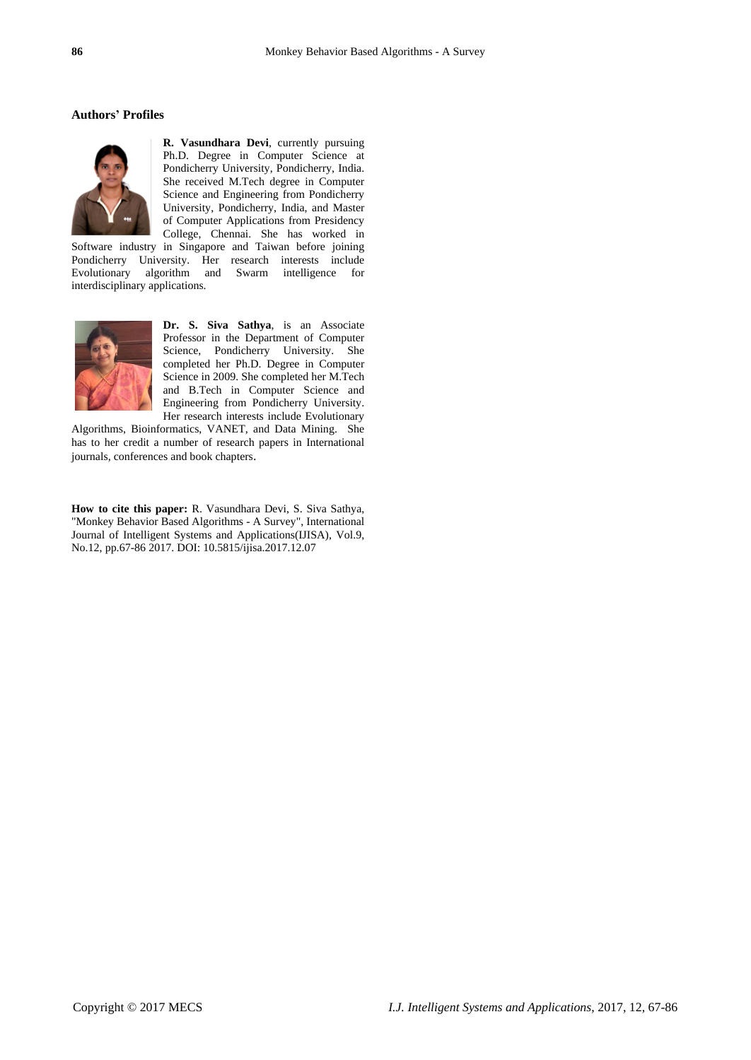## Authors' Profiles

**R. Vasundhara Devi**, currently pursuing Ph.D. Degree in Computer Science at Pondicherry University, Pondicherry, India. She received M.Tech degree in Computer Science and Engineering from Pondicherry University, Pondicherry, India, and Master of Computer Applications from Presidency College, Chennai. She has worked in Software industry in Singapore and Taiwan before joining Pondicherry University. Her research interests include Evolutionary algorithm and Swarm intelligence for interdisciplinary applications.

**Dr. S. Siva Sathya**, is an Associate Professor in the Department of Computer Science, Pondicherry University. She completed her Ph.D. Degree in Computer Science in 2009. She completed her M.Tech and B.Tech in Computer Science and Engineering from Pondicherry University. Her research interests include Evolutionary Algorithms, Bioinformatics, VANET, and Data Mining. She has to her credit a number of research papers in International journals, conferences and book chapters.

**How to cite this paper:** R. Vasundhara Devi, S. Siva Sathya, "Monkey Behavior Based Algorithms - A Survey", International Journal of Intelligent Systems and Applications(IJISA), Vol.9, No.12, pp.67-86 2017. DOI: 10.5815/ijisa.2017.12.07